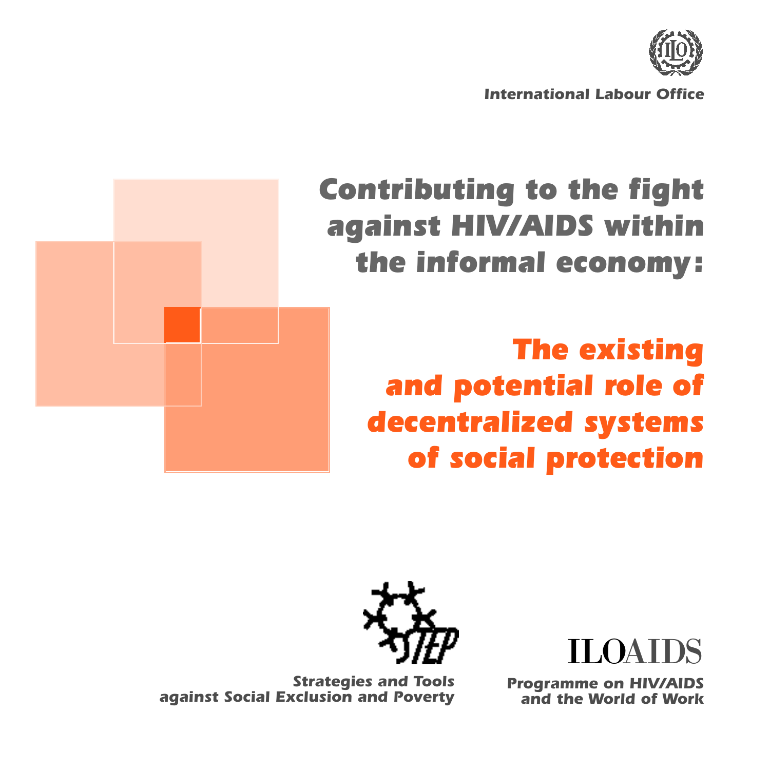International Labour Office

# Contributing to the fight against HIV/AIDS within the informal economy:

## The existing and potential role of decentralized systems of social protection

STEP

Strategies and Tools against Social Exclusion and Poverty

ILOAIDS

Programme on HIV/AIDS and the World of Work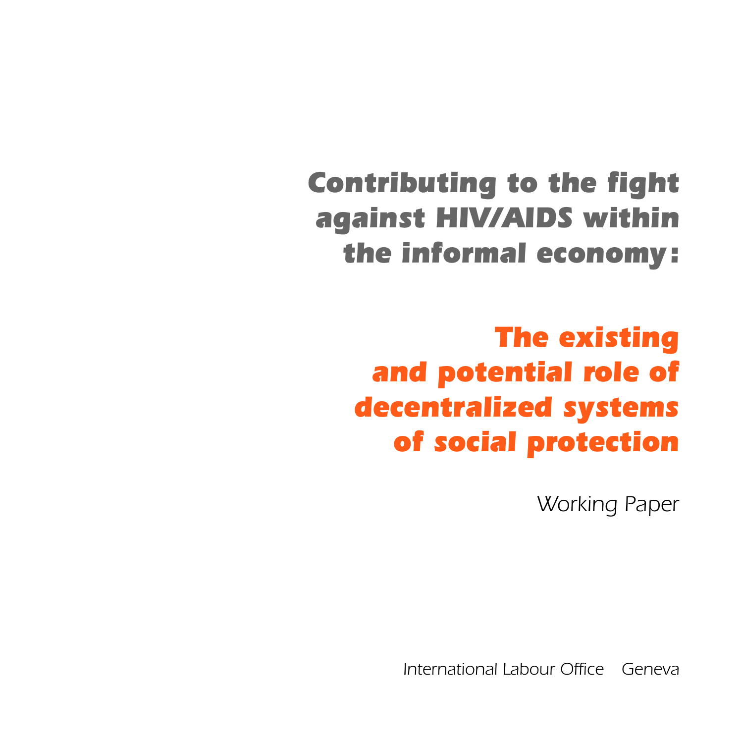# Contributing to the fight against HIV/AIDS within the informal economy:

## The existing and potential role of decentralized systems of social protection

Working Paper

International Labour Office Geneva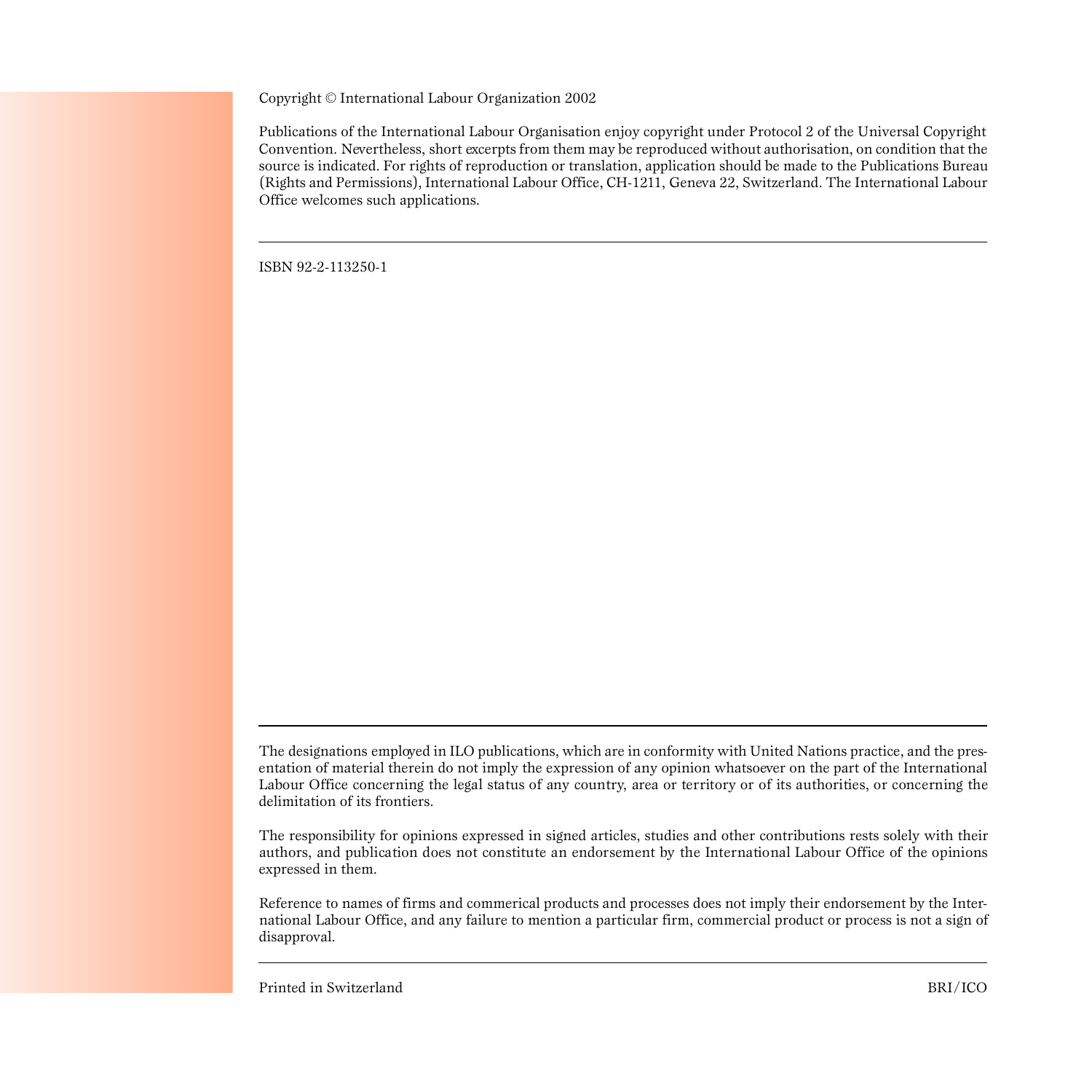Copyright © International Labour Organization 2002

Publications of the International Labour Organisation enjoy copyright under Protocol 2 of the Universal Copyright Convention. Nevertheless, short excerpts from them may be reproduced without authorisation, on condition that the source is indicated. For rights of reproduction or translation, application should be made to the Publications Bureau (Rights and Permissions), International Labour Office, CH-1211, Geneva 22, Switzerland. The International Labour Office welcomes such applications.

---

ISBN 92-2-113250-1

---

The designations employed in ILO publications, which are in conformity with United Nations practice, and the presentation of material therein do not imply the expression of any opinion whatsoever on the part of the International Labour Office concerning the legal status of any country, area or territory or of its authorities, or concerning the delimitation of its frontiers.

The responsibility for opinions expressed in signed articles, studies and other contributions rests solely with their authors, and publication does not constitute an endorsement by the International Labour Office of the opinions expressed in them.

Reference to names of firms and commerical products and processes does not imply their endorsement by the International Labour Office, and any failure to mention a particular firm, commercial product or process is not a sign of disapproval.

---

Printed in Switzerland BRI/ICO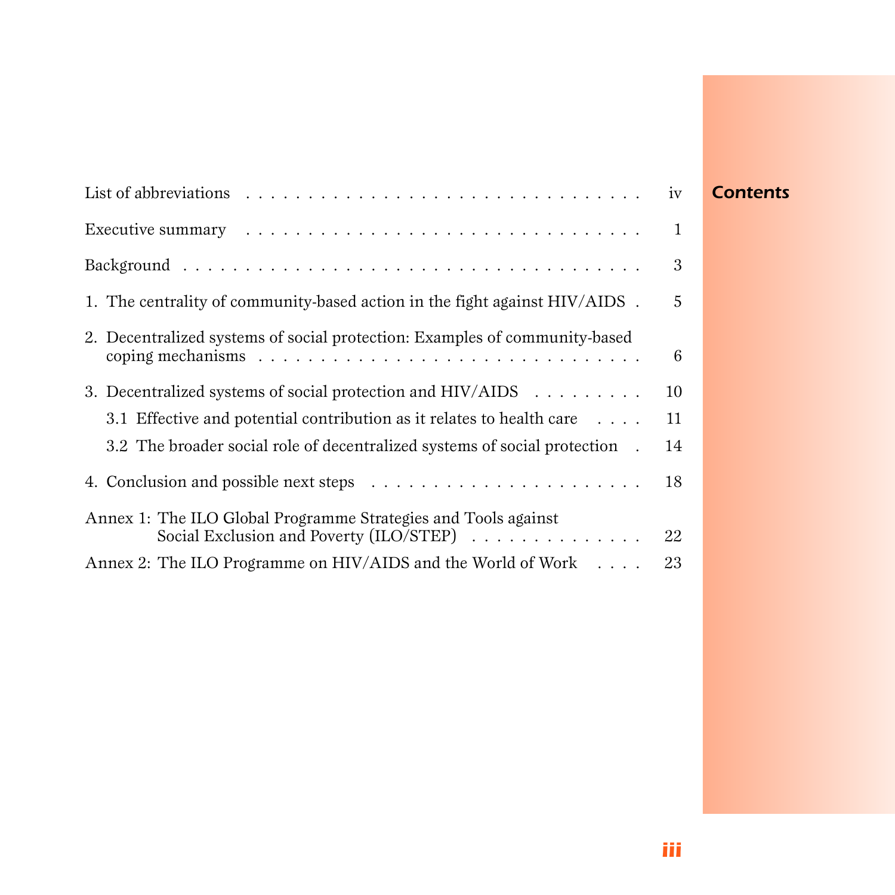# Contents

| | |
|---|---|
| List of abbreviations | iv |
| Executive summary | 1 |
| Background | 3 |
| 1. The centrality of community-based action in the fight against HIV/AIDS | 5 |
| 2. Decentralized systems of social protection: Examples of community-based coping mechanisms | 6 |
| 3. Decentralized systems of social protection and HIV/AIDS | 10 |
| 3.1 Effective and potential contribution as it relates to health care | 11 |
| 3.2 The broader social role of decentralized systems of social protection | 14 |
| 4. Conclusion and possible next steps | 18 |
| Annex 1: The ILO Global Programme Strategies and Tools against Social Exclusion and Poverty (ILO/STEP) | 22 |
| Annex 2: The ILO Programme on HIV/AIDS and the World of Work | 23 |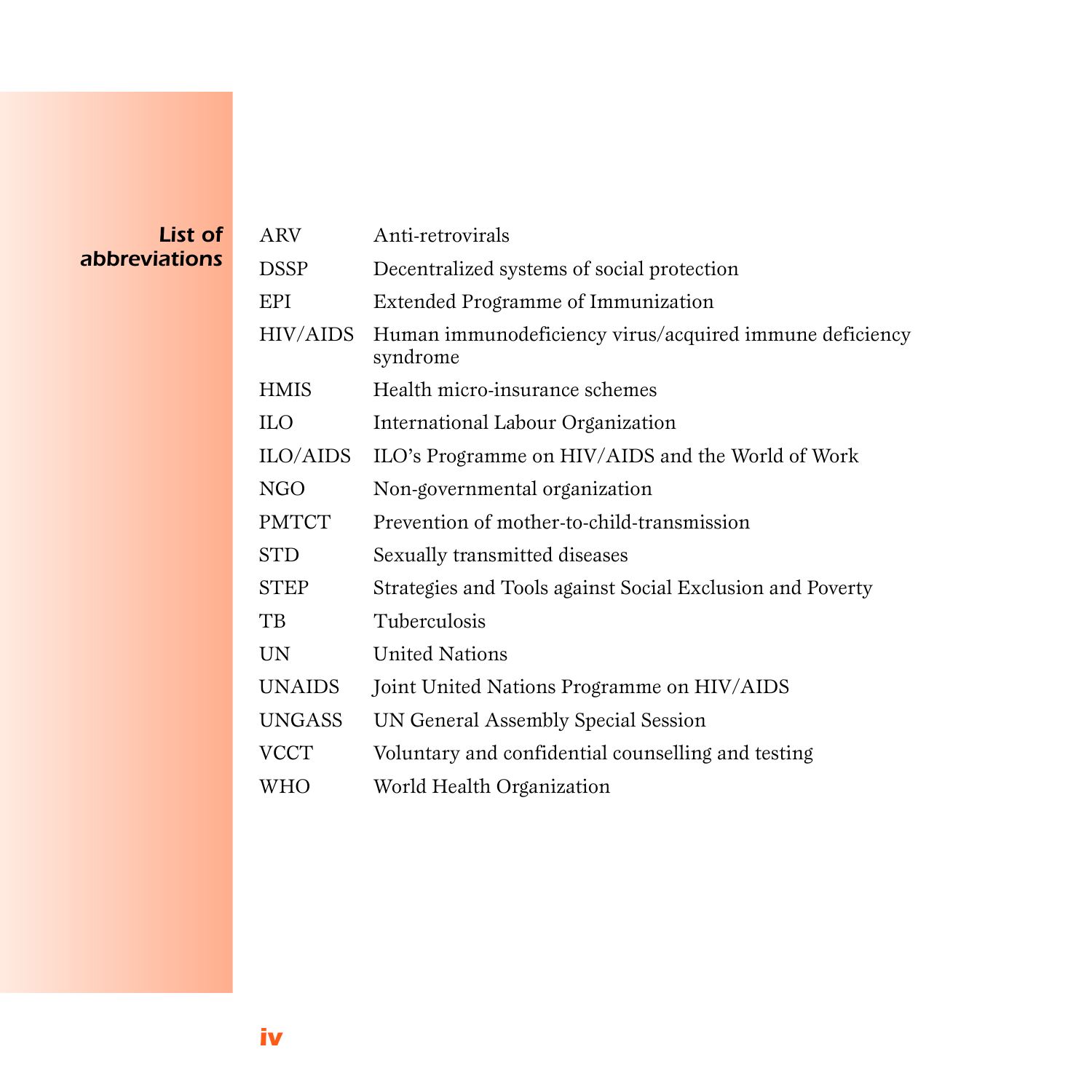# List of abbreviations

| | |
|---|---|
| ARV | Anti-retrovirals |
| DSSP | Decentralized systems of social protection |
| EPI | Extended Programme of Immunization |
| HIV/AIDS | Human immunodeficiency virus/acquired immune deficiency syndrome |
| HMIS | Health micro-insurance schemes |
| ILO | International Labour Organization |
| ILO/AIDS | ILO's Programme on HIV/AIDS and the World of Work |
| NGO | Non-governmental organization |
| PMTCT | Prevention of mother-to-child-transmission |
| STD | Sexually transmitted diseases |
| STEP | Strategies and Tools against Social Exclusion and Poverty |
| TB | Tuberculosis |
| UN | United Nations |
| UNAIDS | Joint United Nations Programme on HIV/AIDS |
| UNGASS | UN General Assembly Special Session |
| VCCT | Voluntary and confidential counselling and testing |
| WHO | World Health Organization |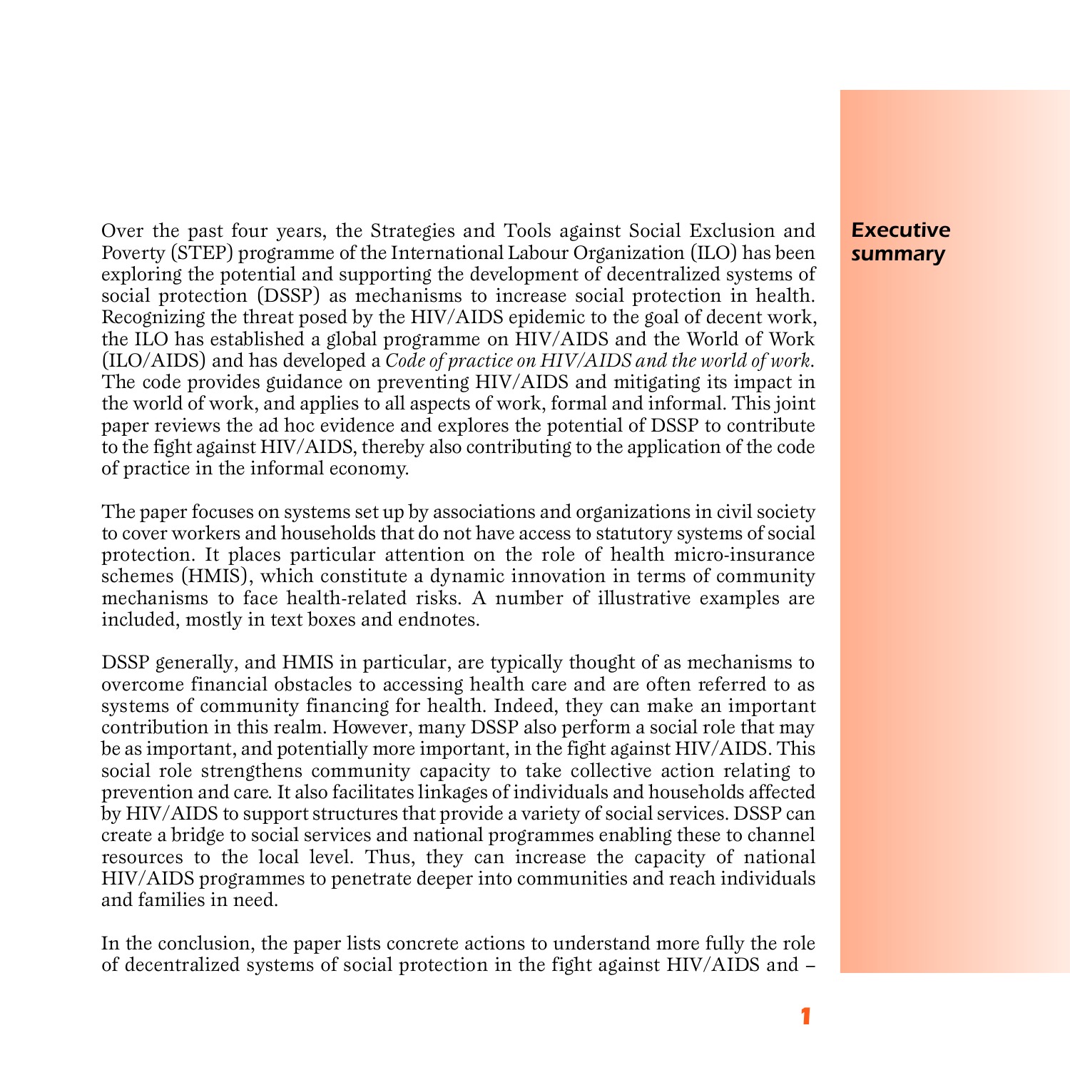# Executive summary

Over the past four years, the Strategies and Tools against Social Exclusion and Poverty (STEP) programme of the International Labour Organization (ILO) has been exploring the potential and supporting the development of decentralized systems of social protection (DSSP) as mechanisms to increase social protection in health. Recognizing the threat posed by the HIV/AIDS epidemic to the goal of decent work, the ILO has established a global programme on HIV/AIDS and the World of Work (ILO/AIDS) and has developed a *Code of practice on HIV/AIDS and the world of work*. The code provides guidance on preventing HIV/AIDS and mitigating its impact in the world of work, and applies to all aspects of work, formal and informal. This joint paper reviews the ad hoc evidence and explores the potential of DSSP to contribute to the fight against HIV/AIDS, thereby also contributing to the application of the code of practice in the informal economy.

The paper focuses on systems set up by associations and organizations in civil society to cover workers and households that do not have access to statutory systems of social protection. It places particular attention on the role of health micro-insurance schemes (HMIS), which constitute a dynamic innovation in terms of community mechanisms to face health-related risks. A number of illustrative examples are included, mostly in text boxes and endnotes.

DSSP generally, and HMIS in particular, are typically thought of as mechanisms to overcome financial obstacles to accessing health care and are often referred to as systems of community financing for health. Indeed, they can make an important contribution in this realm. However, many DSSP also perform a social role that may be as important, and potentially more important, in the fight against HIV/AIDS. This social role strengthens community capacity to take collective action relating to prevention and care. It also facilitates linkages of individuals and households affected by HIV/AIDS to support structures that provide a variety of social services. DSSP can create a bridge to social services and national programmes enabling these to channel resources to the local level. Thus, they can increase the capacity of national HIV/AIDS programmes to penetrate deeper into communities and reach individuals and families in need.

In the conclusion, the paper lists concrete actions to understand more fully the role of decentralized systems of social protection in the fight against HIV/AIDS and –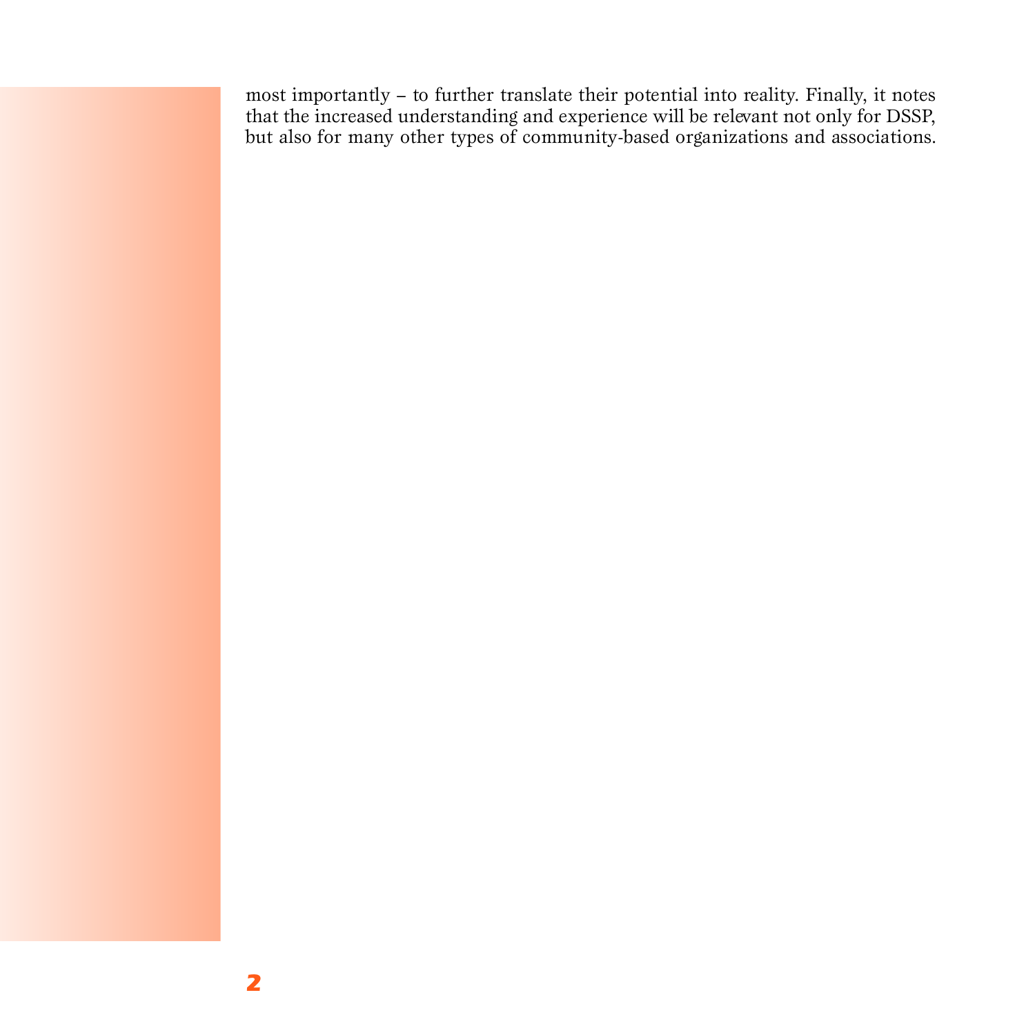most importantly – to further translate their potential into reality. Finally, it notes that the increased understanding and experience will be relevant not only for DSSP, but also for many other types of community-based organizations and associations.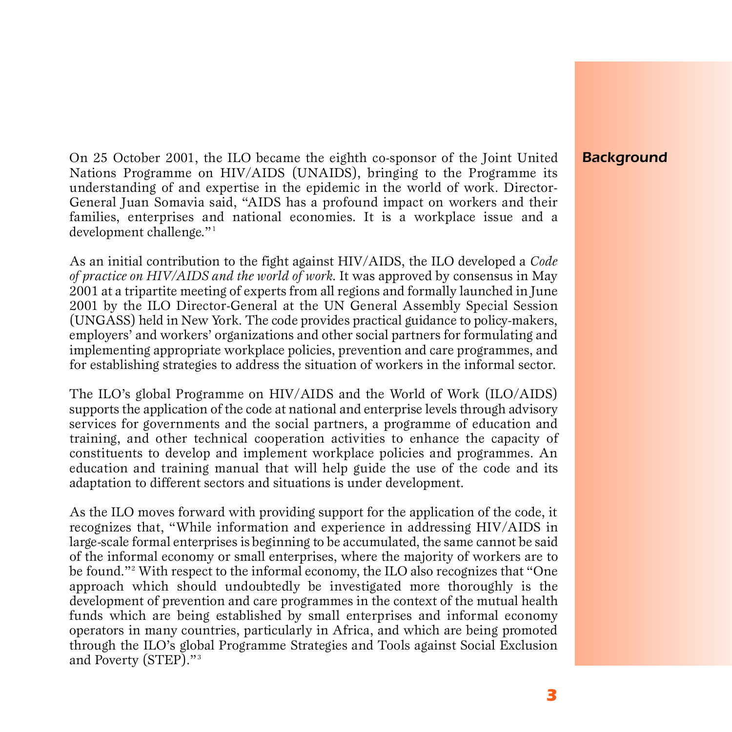## Background

On 25 October 2001, the ILO became the eighth co-sponsor of the Joint United Nations Programme on HIV/AIDS (UNAIDS), bringing to the Programme its understanding of and expertise in the epidemic in the world of work. Director-General Juan Somavia said, "AIDS has a profound impact on workers and their families, enterprises and national economies. It is a workplace issue and a development challenge."[1]

As an initial contribution to the fight against HIV/AIDS, the ILO developed a *Code of practice on HIV/AIDS and the world of work*. It was approved by consensus in May 2001 at a tripartite meeting of experts from all regions and formally launched in June 2001 by the ILO Director-General at the UN General Assembly Special Session (UNGASS) held in New York. The code provides practical guidance to policy-makers, employers' and workers' organizations and other social partners for formulating and implementing appropriate workplace policies, prevention and care programmes, and for establishing strategies to address the situation of workers in the informal sector.

The ILO's global Programme on HIV/AIDS and the World of Work (ILO/AIDS) supports the application of the code at national and enterprise levels through advisory services for governments and the social partners, a programme of education and training, and other technical cooperation activities to enhance the capacity of constituents to develop and implement workplace policies and programmes. An education and training manual that will help guide the use of the code and its adaptation to different sectors and situations is under development.

As the ILO moves forward with providing support for the application of the code, it recognizes that, "While information and experience in addressing HIV/AIDS in large-scale formal enterprises is beginning to be accumulated, the same cannot be said of the informal economy or small enterprises, where the majority of workers are to be found."[2] With respect to the informal economy, the ILO also recognizes that "One approach which should undoubtedly be investigated more thoroughly is the development of prevention and care programmes in the context of the mutual health funds which are being established by small enterprises and informal economy operators in many countries, particularly in Africa, and which are being promoted through the ILO's global Programme Strategies and Tools against Social Exclusion and Poverty (STEP)."[3]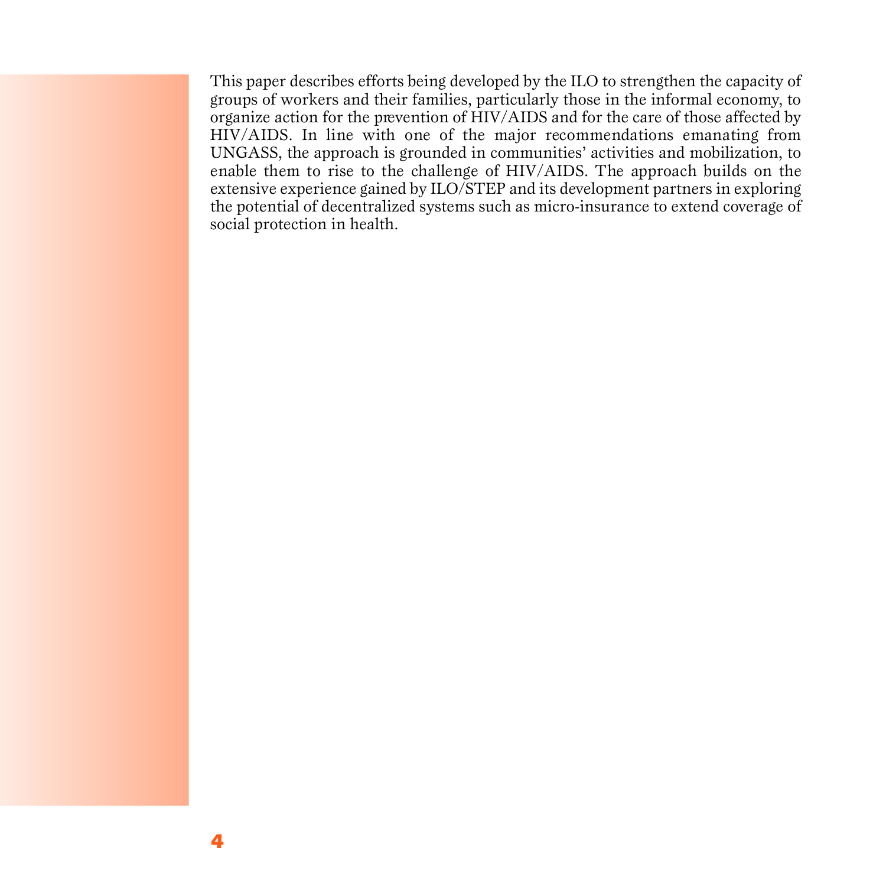This paper describes efforts being developed by the ILO to strengthen the capacity of groups of workers and their families, particularly those in the informal economy, to organize action for the prevention of HIV/AIDS and for the care of those affected by HIV/AIDS. In line with one of the major recommendations emanating from UNGASS, the approach is grounded in communities' activities and mobilization, to enable them to rise to the challenge of HIV/AIDS. The approach builds on the extensive experience gained by ILO/STEP and its development partners in exploring the potential of decentralized systems such as micro-insurance to extend coverage of social protection in health.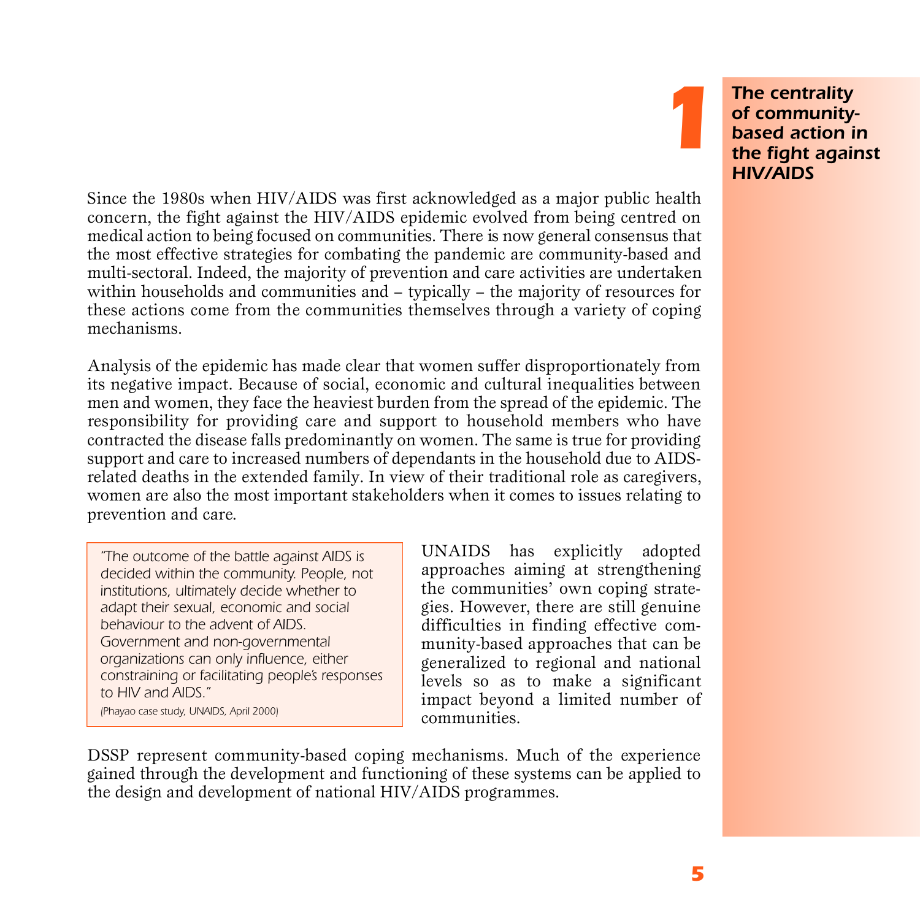# 1 The centrality of community-based action in the fight against HIV/AIDS

Since the 1980s when HIV/AIDS was first acknowledged as a major public health concern, the fight against the HIV/AIDS epidemic evolved from being centred on medical action to being focused on communities. There is now general consensus that the most effective strategies for combating the pandemic are community-based and multi-sectoral. Indeed, the majority of prevention and care activities are undertaken within households and communities and – typically – the majority of resources for these actions come from the communities themselves through a variety of coping mechanisms.

Analysis of the epidemic has made clear that women suffer disproportionately from its negative impact. Because of social, economic and cultural inequalities between men and women, they face the heaviest burden from the spread of the epidemic. The responsibility for providing care and support to household members who have contracted the disease falls predominantly on women. The same is true for providing support and care to increased numbers of dependants in the household due to AIDS-related deaths in the extended family. In view of their traditional role as caregivers, women are also the most important stakeholders when it comes to issues relating to prevention and care.

> *"The outcome of the battle against AIDS is decided within the community. People, not institutions, ultimately decide whether to adapt their sexual, economic and social behaviour to the advent of AIDS. Government and non-governmental organizations can only influence, either constraining or facilitating people's responses to HIV and AIDS."*
>
> (Phayao case study, UNAIDS, April 2000)

UNAIDS has explicitly adopted approaches aiming at strengthening the communities' own coping strategies. However, there are still genuine difficulties in finding effective community-based approaches that can be generalized to regional and national levels so as to make a significant impact beyond a limited number of communities.

DSSP represent community-based coping mechanisms. Much of the experience gained through the development and functioning of these systems can be applied to the design and development of national HIV/AIDS programmes.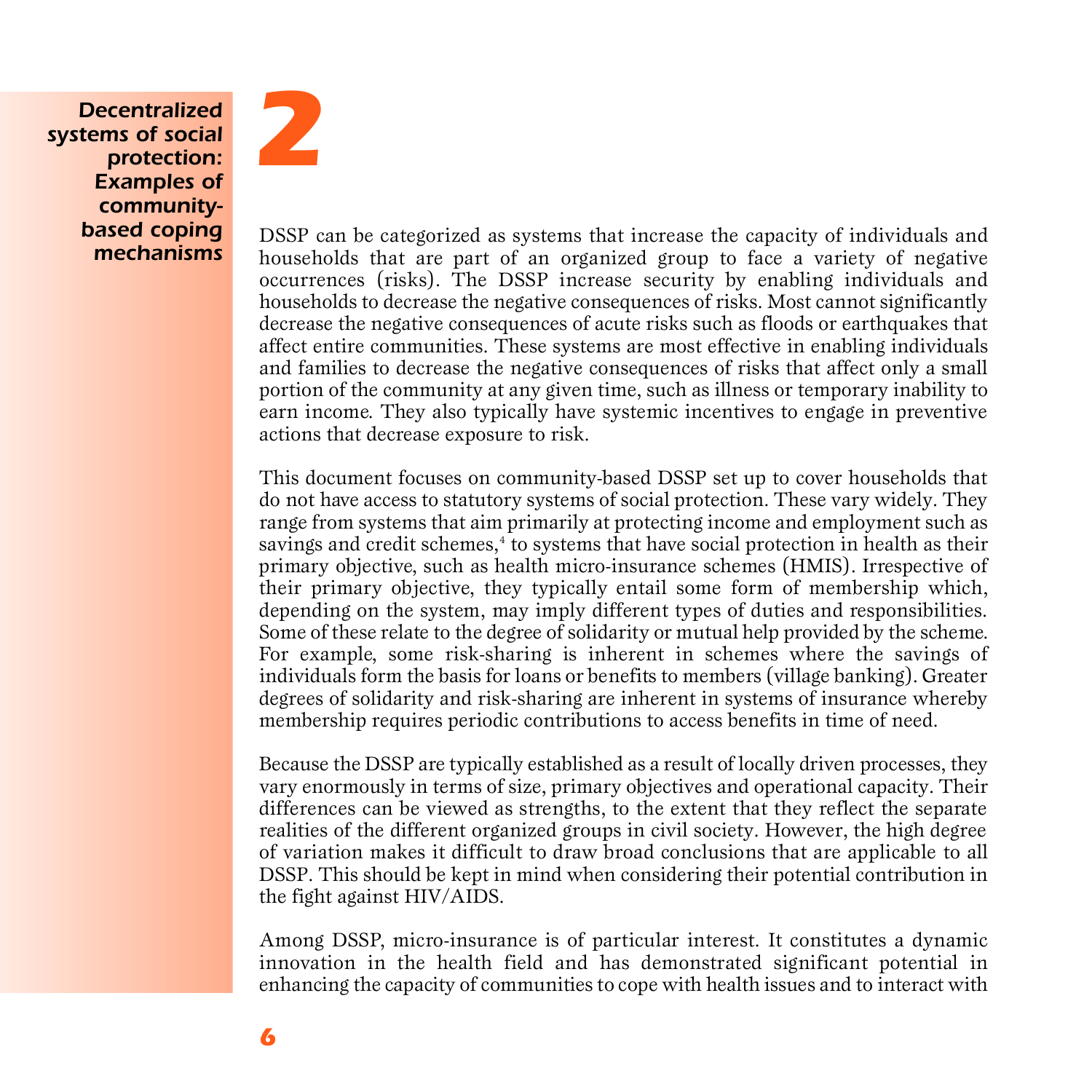# 2 Decentralized systems of social protection: Examples of community-based coping mechanisms

DSSP can be categorized as systems that increase the capacity of individuals and households that are part of an organized group to face a variety of negative occurrences (risks). The DSSP increase security by enabling individuals and households to decrease the negative consequences of risks. Most cannot significantly decrease the negative consequences of acute risks such as floods or earthquakes that affect entire communities. These systems are most effective in enabling individuals and families to decrease the negative consequences of risks that affect only a small portion of the community at any given time, such as illness or temporary inability to earn income. They also typically have systemic incentives to engage in preventive actions that decrease exposure to risk.

This document focuses on community-based DSSP set up to cover households that do not have access to statutory systems of social protection. These vary widely. They range from systems that aim primarily at protecting income and employment such as savings and credit schemes,[4] to systems that have social protection in health as their primary objective, such as health micro-insurance schemes (HMIS). Irrespective of their primary objective, they typically entail some form of membership which, depending on the system, may imply different types of duties and responsibilities. Some of these relate to the degree of solidarity or mutual help provided by the scheme. For example, some risk-sharing is inherent in schemes where the savings of individuals form the basis for loans or benefits to members (village banking). Greater degrees of solidarity and risk-sharing are inherent in systems of insurance whereby membership requires periodic contributions to access benefits in time of need.

Because the DSSP are typically established as a result of locally driven processes, they vary enormously in terms of size, primary objectives and operational capacity. Their differences can be viewed as strengths, to the extent that they reflect the separate realities of the different organized groups in civil society. However, the high degree of variation makes it difficult to draw broad conclusions that are applicable to all DSSP. This should be kept in mind when considering their potential contribution in the fight against HIV/AIDS.

Among DSSP, micro-insurance is of particular interest. It constitutes a dynamic innovation in the health field and has demonstrated significant potential in enhancing the capacity of communities to cope with health issues and to interact with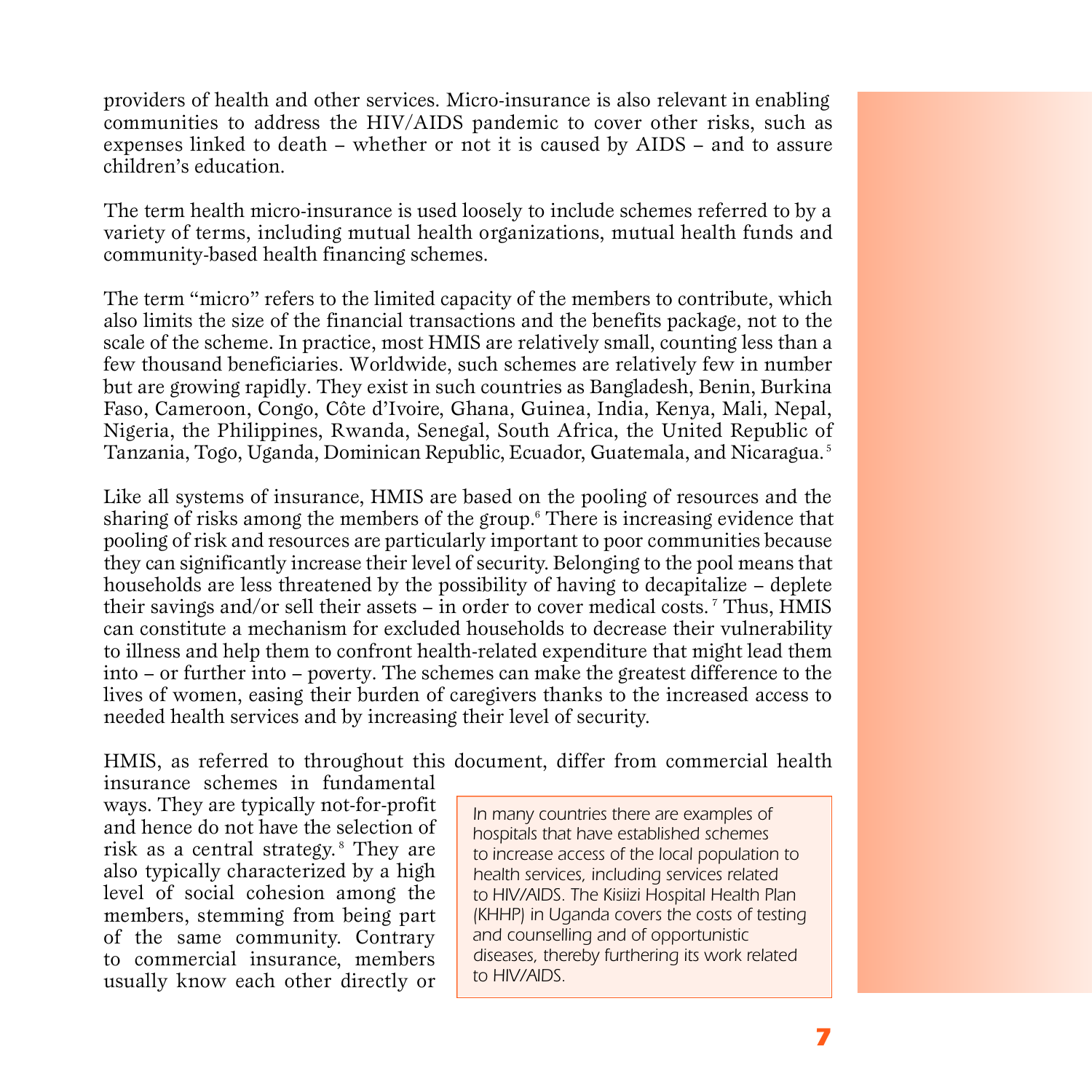providers of health and other services. Micro-insurance is also relevant in enabling communities to address the HIV/AIDS pandemic to cover other risks, such as expenses linked to death – whether or not it is caused by AIDS – and to assure children's education.

The term health micro-insurance is used loosely to include schemes referred to by a variety of terms, including mutual health organizations, mutual health funds and community-based health financing schemes.

The term "micro" refers to the limited capacity of the members to contribute, which also limits the size of the financial transactions and the benefits package, not to the scale of the scheme. In practice, most HMIS are relatively small, counting less than a few thousand beneficiaries. Worldwide, such schemes are relatively few in number but are growing rapidly. They exist in such countries as Bangladesh, Benin, Burkina Faso, Cameroon, Congo, Côte d'Ivoire, Ghana, Guinea, India, Kenya, Mali, Nepal, Nigeria, the Philippines, Rwanda, Senegal, South Africa, the United Republic of Tanzania, Togo, Uganda, Dominican Republic, Ecuador, Guatemala, and Nicaragua.[5]

Like all systems of insurance, HMIS are based on the pooling of resources and the sharing of risks among the members of the group.[6] There is increasing evidence that pooling of risk and resources are particularly important to poor communities because they can significantly increase their level of security. Belonging to the pool means that households are less threatened by the possibility of having to decapitalize – deplete their savings and/or sell their assets – in order to cover medical costs.[7] Thus, HMIS can constitute a mechanism for excluded households to decrease their vulnerability to illness and help them to confront health-related expenditure that might lead them into – or further into – poverty. The schemes can make the greatest difference to the lives of women, easing their burden of caregivers thanks to the increased access to needed health services and by increasing their level of security.

HMIS, as referred to throughout this document, differ from commercial health insurance schemes in fundamental ways. They are typically not-for-profit and hence do not have the selection of risk as a central strategy.[8] They are also typically characterized by a high level of social cohesion among the members, stemming from being part of the same community. Contrary to commercial insurance, members usually know each other directly or

> *In many countries there are examples of hospitals that have established schemes to increase access of the local population to health services, including services related to HIV/AIDS. The Kisiizi Hospital Health Plan (KHHP) in Uganda covers the costs of testing and counselling and of opportunistic diseases, thereby furthering its work related to HIV/AIDS.*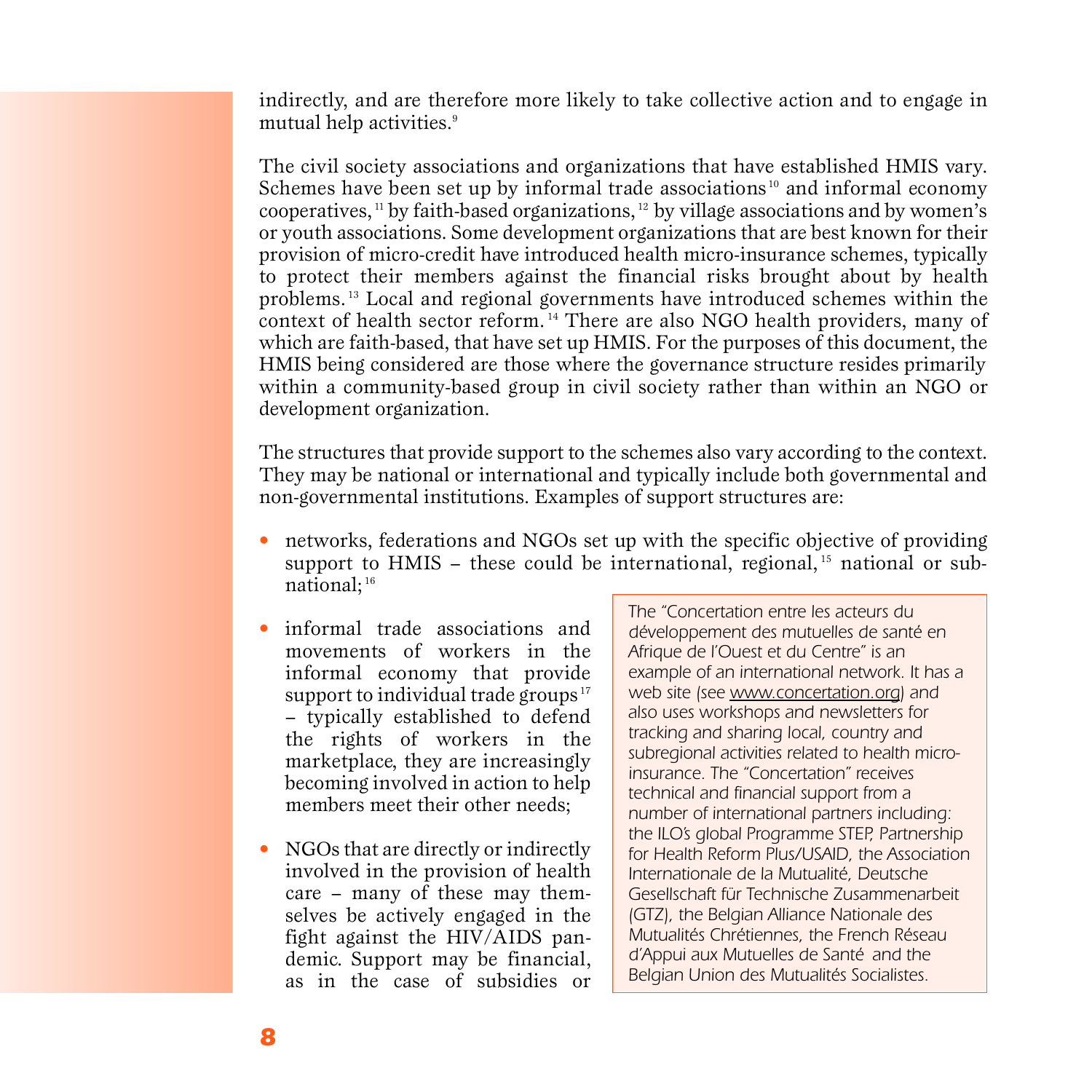indirectly, and are therefore more likely to take collective action and to engage in mutual help activities.[9]

The civil society associations and organizations that have established HMIS vary. Schemes have been set up by informal trade associations[10] and informal economy cooperatives,[11] by faith-based organizations,[12] by village associations and by women's or youth associations. Some development organizations that are best known for their provision of micro-credit have introduced health micro-insurance schemes, typically to protect their members against the financial risks brought about by health problems.[13] Local and regional governments have introduced schemes within the context of health sector reform.[14] There are also NGO health providers, many of which are faith-based, that have set up HMIS. For the purposes of this document, the HMIS being considered are those where the governance structure resides primarily within a community-based group in civil society rather than within an NGO or development organization.

The structures that provide support to the schemes also vary according to the context. They may be national or international and typically include both governmental and non-governmental institutions. Examples of support structures are:

- networks, federations and NGOs set up with the specific objective of providing support to HMIS – these could be international, regional,[15] national or sub-national;[16]
- informal trade associations and movements of workers in the informal economy that provide support to individual trade groups[17] – typically established to defend the rights of workers in the marketplace, they are increasingly becoming involved in action to help members meet their other needs;
- NGOs that are directly or indirectly involved in the provision of health care – many of these may themselves be actively engaged in the fight against the HIV/AIDS pandemic. Support may be financial, as in the case of subsidies or

> *The "Concertation entre les acteurs du développement des mutuelles de santé en Afrique de l'Ouest et du Centre" is an example of an international network. It has a web site (see www.concertation.org) and also uses workshops and newsletters for tracking and sharing local, country and subregional activities related to health micro-insurance. The "Concertation" receives technical and financial support from a number of international partners including: the ILO's global Programme STEP, Partnership for Health Reform Plus/USAID, the Association Internationale de la Mutualité, Deutsche Gesellschaft für Technische Zusammenarbeit (GTZ), the Belgian Alliance Nationale des Mutualités Chrétiennes, the French Réseau d'Appui aux Mutuelles de Santé and the Belgian Union des Mutualités Socialistes.*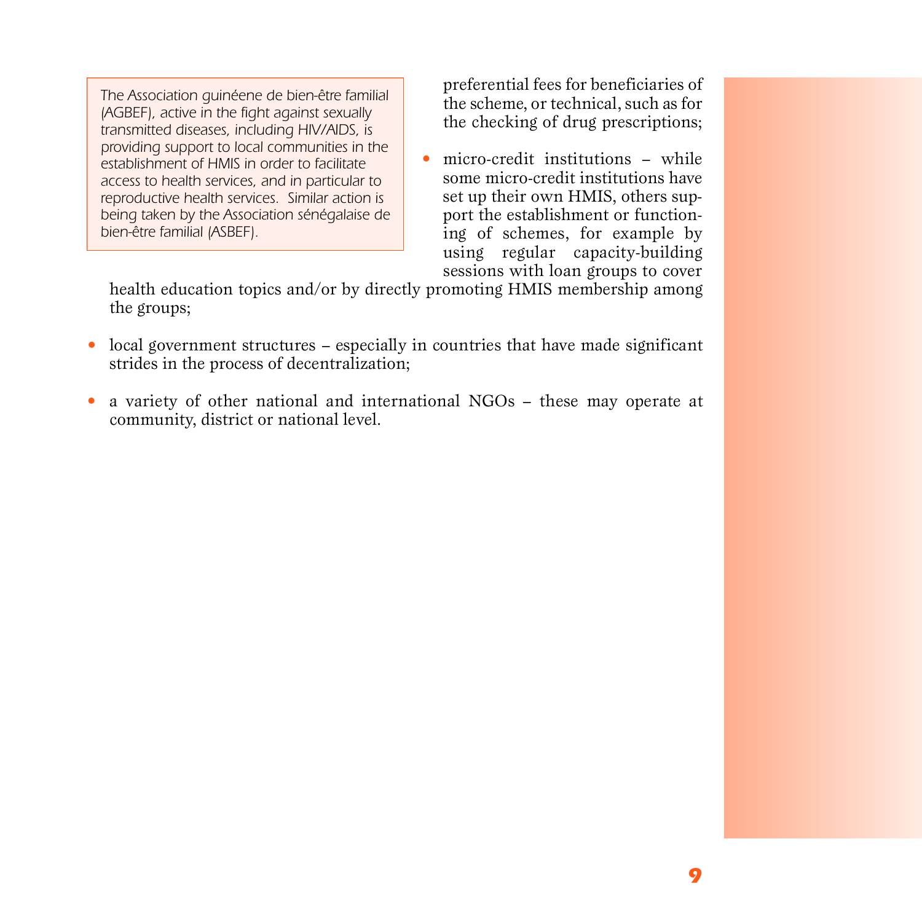> *The Association guinéene de bien-être familial (AGBEF), active in the fight against sexually transmitted diseases, including HIV/AIDS, is providing support to local communities in the establishment of HMIS in order to facilitate access to health services, and in particular to reproductive health services. Similar action is being taken by the Association sénégalaise de bien-être familial (ASBEF).*

preferential fees for beneficiaries of the scheme, or technical, such as for the checking of drug prescriptions;

- micro-credit institutions – while some micro-credit institutions have set up their own HMIS, others support the establishment or functioning of schemes, for example by using regular capacity-building sessions with loan groups to cover health education topics and/or by directly promoting HMIS membership among the groups;
- local government structures – especially in countries that have made significant strides in the process of decentralization;
- a variety of other national and international NGOs – these may operate at community, district or national level.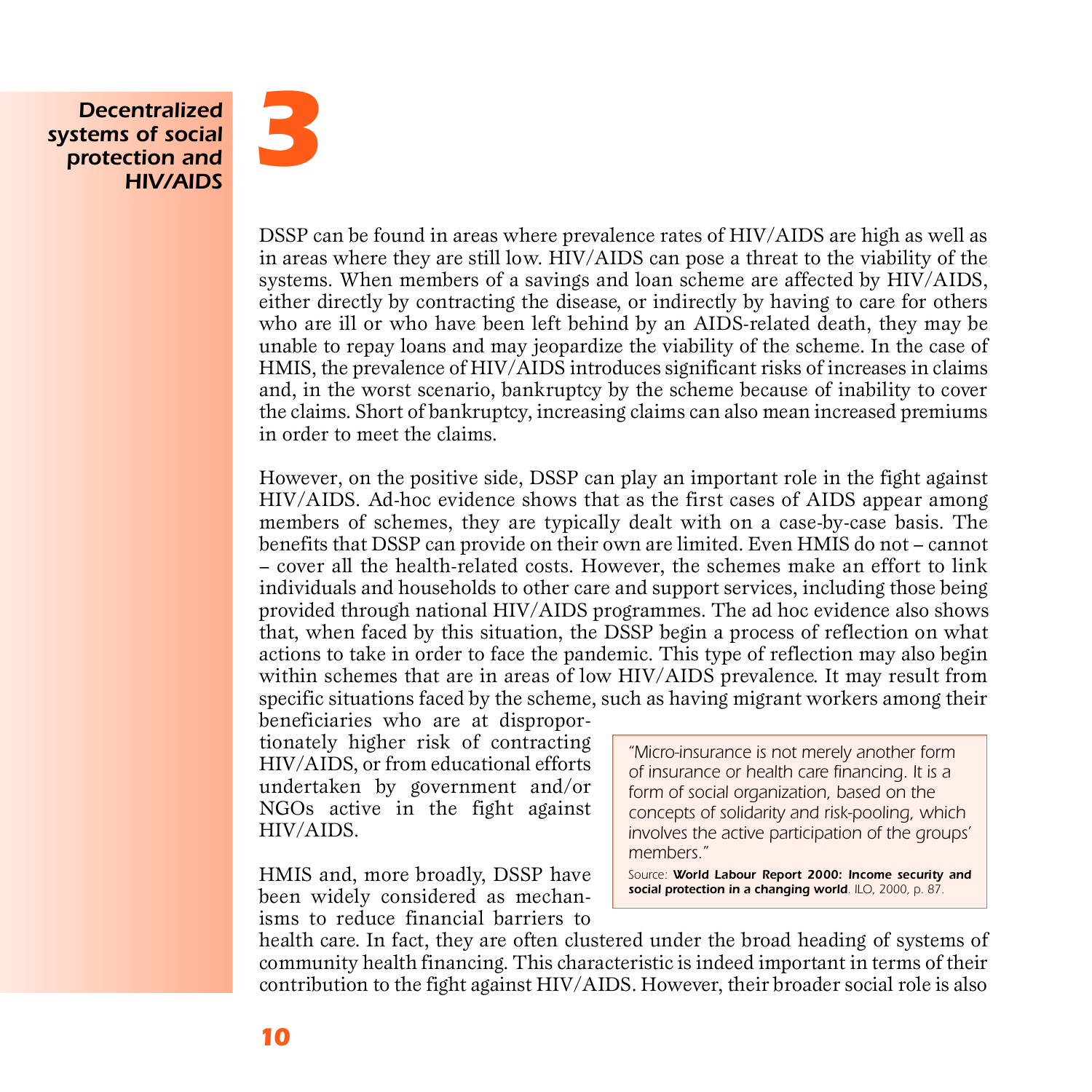# 3 Decentralized systems of social protection and HIV/AIDS

DSSP can be found in areas where prevalence rates of HIV/AIDS are high as well as in areas where they are still low. HIV/AIDS can pose a threat to the viability of the systems. When members of a savings and loan scheme are affected by HIV/AIDS, either directly by contracting the disease, or indirectly by having to care for others who are ill or who have been left behind by an AIDS-related death, they may be unable to repay loans and may jeopardize the viability of the scheme. In the case of HMIS, the prevalence of HIV/AIDS introduces significant risks of increases in claims and, in the worst scenario, bankruptcy by the scheme because of inability to cover the claims. Short of bankruptcy, increasing claims can also mean increased premiums in order to meet the claims.

However, on the positive side, DSSP can play an important role in the fight against HIV/AIDS. Ad-hoc evidence shows that as the first cases of AIDS appear among members of schemes, they are typically dealt with on a case-by-case basis. The benefits that DSSP can provide on their own are limited. Even HMIS do not – cannot – cover all the health-related costs. However, the schemes make an effort to link individuals and households to other care and support services, including those being provided through national HIV/AIDS programmes. The ad hoc evidence also shows that, when faced by this situation, the DSSP begin a process of reflection on what actions to take in order to face the pandemic. This type of reflection may also begin within schemes that are in areas of low HIV/AIDS prevalence. It may result from specific situations faced by the scheme, such as having migrant workers among their beneficiaries who are at disproportionately higher risk of contracting HIV/AIDS, or from educational efforts undertaken by government and/or NGOs active in the fight against HIV/AIDS.

> *"Micro-insurance is not merely another form of insurance or health care financing. It is a form of social organization, based on the concepts of solidarity and risk-pooling, which involves the active participation of the groups' members."*
>
> Source: ***World Labour Report 2000: Income security and social protection in a changing world***. ILO, 2000, p. 87.

HMIS and, more broadly, DSSP have been widely considered as mechanisms to reduce financial barriers to health care. In fact, they are often clustered under the broad heading of systems of community health financing. This characteristic is indeed important in terms of their contribution to the fight against HIV/AIDS. However, their broader social role is also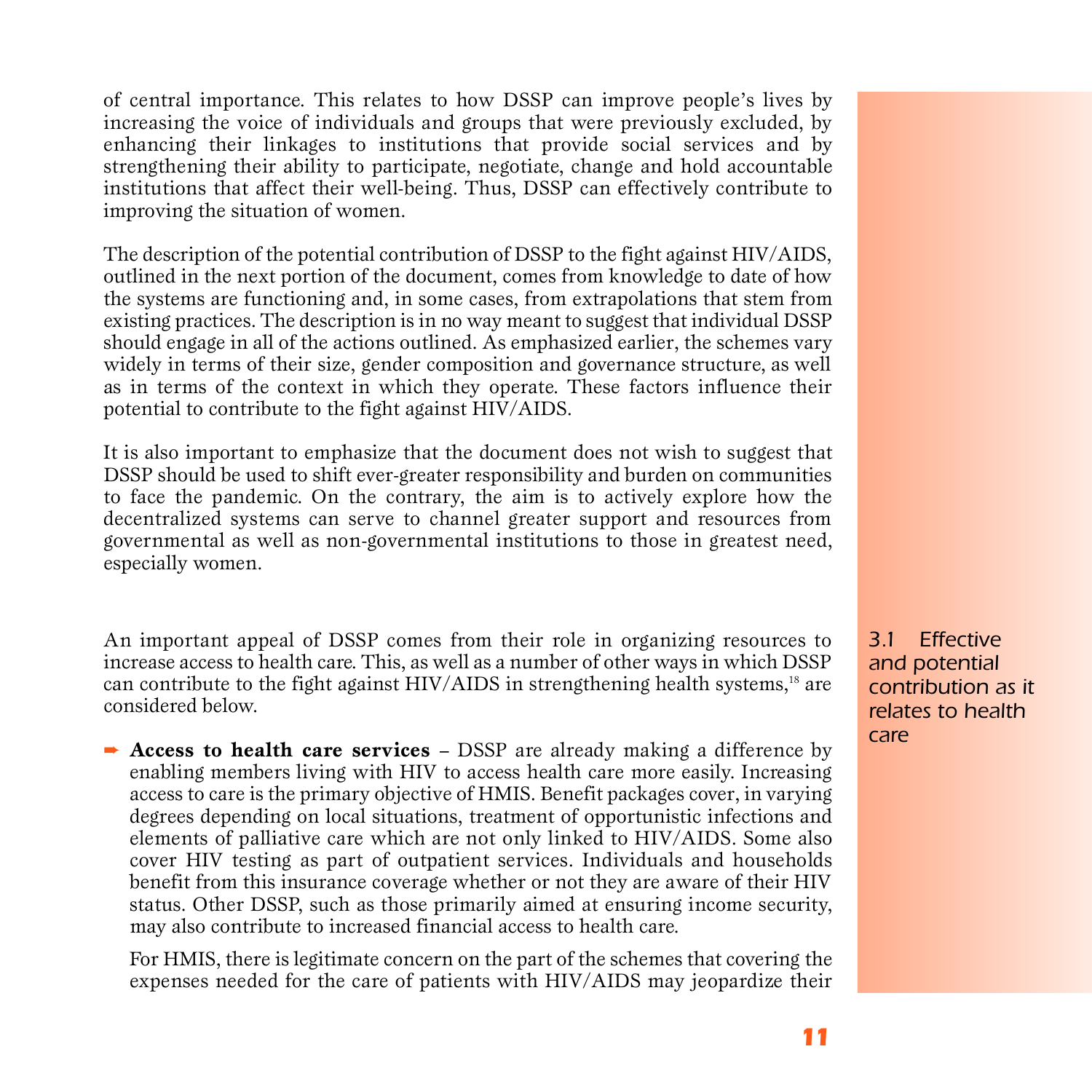of central importance. This relates to how DSSP can improve people's lives by increasing the voice of individuals and groups that were previously excluded, by enhancing their linkages to institutions that provide social services and by strengthening their ability to participate, negotiate, change and hold accountable institutions that affect their well-being. Thus, DSSP can effectively contribute to improving the situation of women.

The description of the potential contribution of DSSP to the fight against HIV/AIDS, outlined in the next portion of the document, comes from knowledge to date of how the systems are functioning and, in some cases, from extrapolations that stem from existing practices. The description is in no way meant to suggest that individual DSSP should engage in all of the actions outlined. As emphasized earlier, the schemes vary widely in terms of their size, gender composition and governance structure, as well as in terms of the context in which they operate. These factors influence their potential to contribute to the fight against HIV/AIDS.

It is also important to emphasize that the document does not wish to suggest that DSSP should be used to shift ever-greater responsibility and burden on communities to face the pandemic. On the contrary, the aim is to actively explore how the decentralized systems can serve to channel greater support and resources from governmental as well as non-governmental institutions to those in greatest need, especially women.

## 3.1 Effective and potential contribution as it relates to health care

An important appeal of DSSP comes from their role in organizing resources to increase access to health care. This, as well as a number of other ways in which DSSP can contribute to the fight against HIV/AIDS in strengthening health systems,[18] are considered below.

- **Access to health care services** – DSSP are already making a difference by enabling members living with HIV to access health care more easily. Increasing access to care is the primary objective of HMIS. Benefit packages cover, in varying degrees depending on local situations, treatment of opportunistic infections and elements of palliative care which are not only linked to HIV/AIDS. Some also cover HIV testing as part of outpatient services. Individuals and households benefit from this insurance coverage whether or not they are aware of their HIV status. Other DSSP, such as those primarily aimed at ensuring income security, may also contribute to increased financial access to health care.

  For HMIS, there is legitimate concern on the part of the schemes that covering the expenses needed for the care of patients with HIV/AIDS may jeopardize their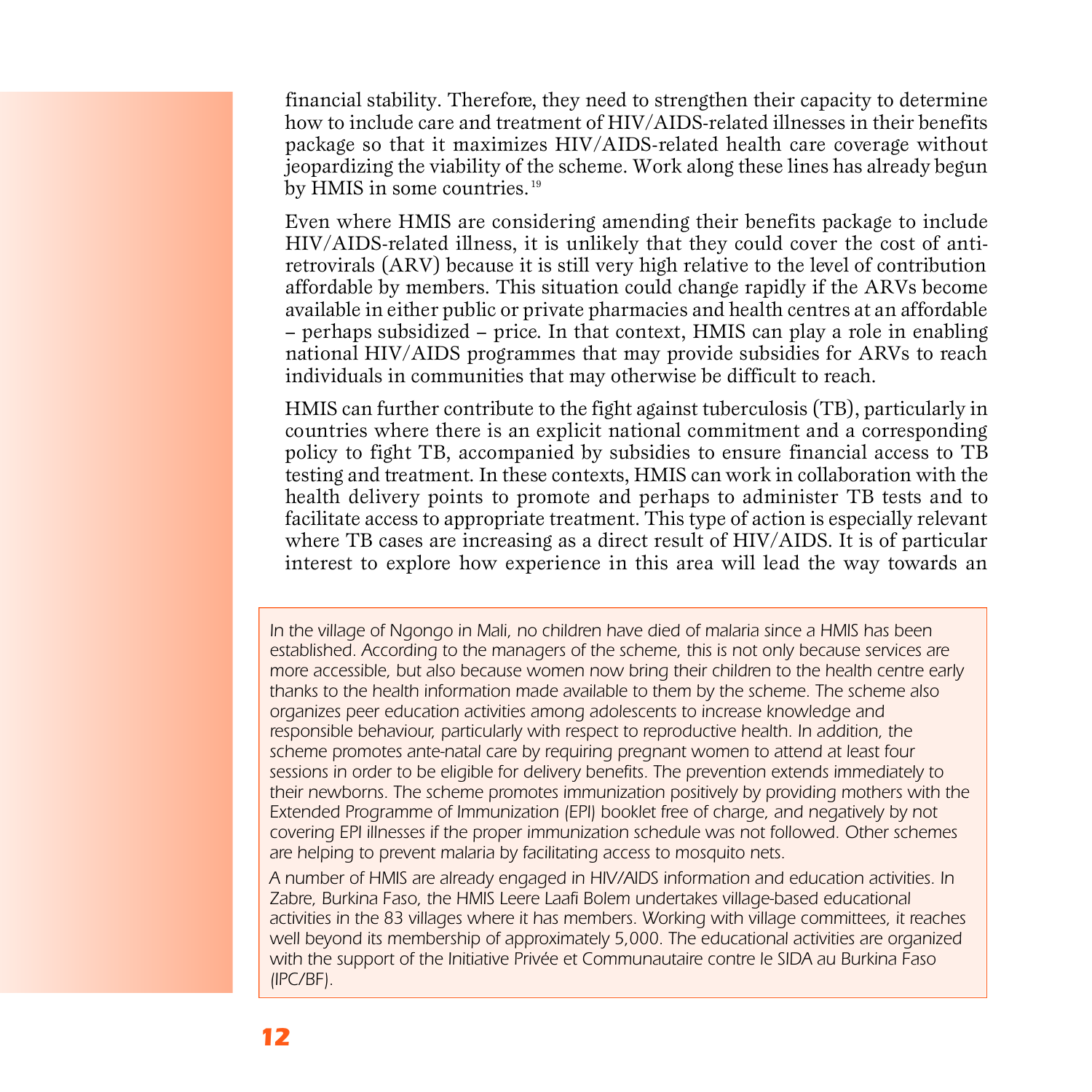financial stability. Therefore, they need to strengthen their capacity to determine how to include care and treatment of HIV/AIDS-related illnesses in their benefits package so that it maximizes HIV/AIDS-related health care coverage without jeopardizing the viability of the scheme. Work along these lines has already begun by HMIS in some countries.[19]

Even where HMIS are considering amending their benefits package to include HIV/AIDS-related illness, it is unlikely that they could cover the cost of anti-retrovirals (ARV) because it is still very high relative to the level of contribution affordable by members. This situation could change rapidly if the ARVs become available in either public or private pharmacies and health centres at an affordable – perhaps subsidized – price. In that context, HMIS can play a role in enabling national HIV/AIDS programmes that may provide subsidies for ARVs to reach individuals in communities that may otherwise be difficult to reach.

HMIS can further contribute to the fight against tuberculosis (TB), particularly in countries where there is an explicit national commitment and a corresponding policy to fight TB, accompanied by subsidies to ensure financial access to TB testing and treatment. In these contexts, HMIS can work in collaboration with the health delivery points to promote and perhaps to administer TB tests and to facilitate access to appropriate treatment. This type of action is especially relevant where TB cases are increasing as a direct result of HIV/AIDS. It is of particular interest to explore how experience in this area will lead the way towards an

*In the village of Ngongo in Mali, no children have died of malaria since a HMIS has been established. According to the managers of the scheme, this is not only because services are more accessible, but also because women now bring their children to the health centre early thanks to the health information made available to them by the scheme. The scheme also organizes peer education activities among adolescents to increase knowledge and responsible behaviour, particularly with respect to reproductive health. In addition, the scheme promotes ante-natal care by requiring pregnant women to attend at least four sessions in order to be eligible for delivery benefits. The prevention extends immediately to their newborns. The scheme promotes immunization positively by providing mothers with the Extended Programme of Immunization (EPI) booklet free of charge, and negatively by not covering EPI illnesses if the proper immunization schedule was not followed. Other schemes are helping to prevent malaria by facilitating access to mosquito nets.*

*A number of HMIS are already engaged in HIV/AIDS information and education activities. In Zabre, Burkina Faso, the HMIS Leere Laafi Bolem undertakes village-based educational activities in the 83 villages where it has members. Working with village committees, it reaches well beyond its membership of approximately 5,000. The educational activities are organized with the support of the Initiative Privée et Communautaire contre le SIDA au Burkina Faso (IPC/BF).*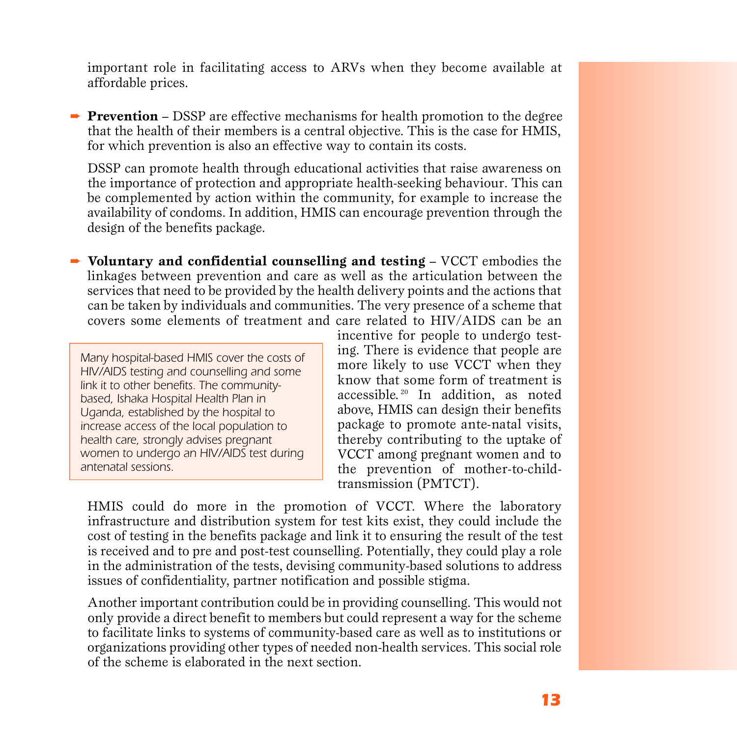important role in facilitating access to ARVs when they become available at affordable prices.

- **Prevention** – DSSP are effective mechanisms for health promotion to the degree that the health of their members is a central objective. This is the case for HMIS, for which prevention is also an effective way to contain its costs.

  DSSP can promote health through educational activities that raise awareness on the importance of protection and appropriate health-seeking behaviour. This can be complemented by action within the community, for example to increase the availability of condoms. In addition, HMIS can encourage prevention through the design of the benefits package.

- **Voluntary and confidential counselling and testing** – VCCT embodies the linkages between prevention and care as well as the articulation between the services that need to be provided by the health delivery points and the actions that can be taken by individuals and communities. The very presence of a scheme that covers some elements of treatment and care related to HIV/AIDS can be an incentive for people to undergo testing. There is evidence that people are more likely to use VCCT when they know that some form of treatment is accessible.[20] In addition, as noted above, HMIS can design their benefits package to promote ante-natal visits, thereby contributing to the uptake of VCCT among pregnant women and to the prevention of mother-to-child-transmission (PMTCT).

  > *Many hospital-based HMIS cover the costs of HIV/AIDS testing and counselling and some link it to other benefits. The community-based, Ishaka Hospital Health Plan in Uganda, established by the hospital to increase access of the local population to health care, strongly advises pregnant women to undergo an HIV/AIDS test during antenatal sessions.*

  HMIS could do more in the promotion of VCCT. Where the laboratory infrastructure and distribution system for test kits exist, they could include the cost of testing in the benefits package and link it to ensuring the result of the test is received and to pre and post-test counselling. Potentially, they could play a role in the administration of the tests, devising community-based solutions to address issues of confidentiality, partner notification and possible stigma.

  Another important contribution could be in providing counselling. This would not only provide a direct benefit to members but could represent a way for the scheme to facilitate links to systems of community-based care as well as to institutions or organizations providing other types of needed non-health services. This social role of the scheme is elaborated in the next section.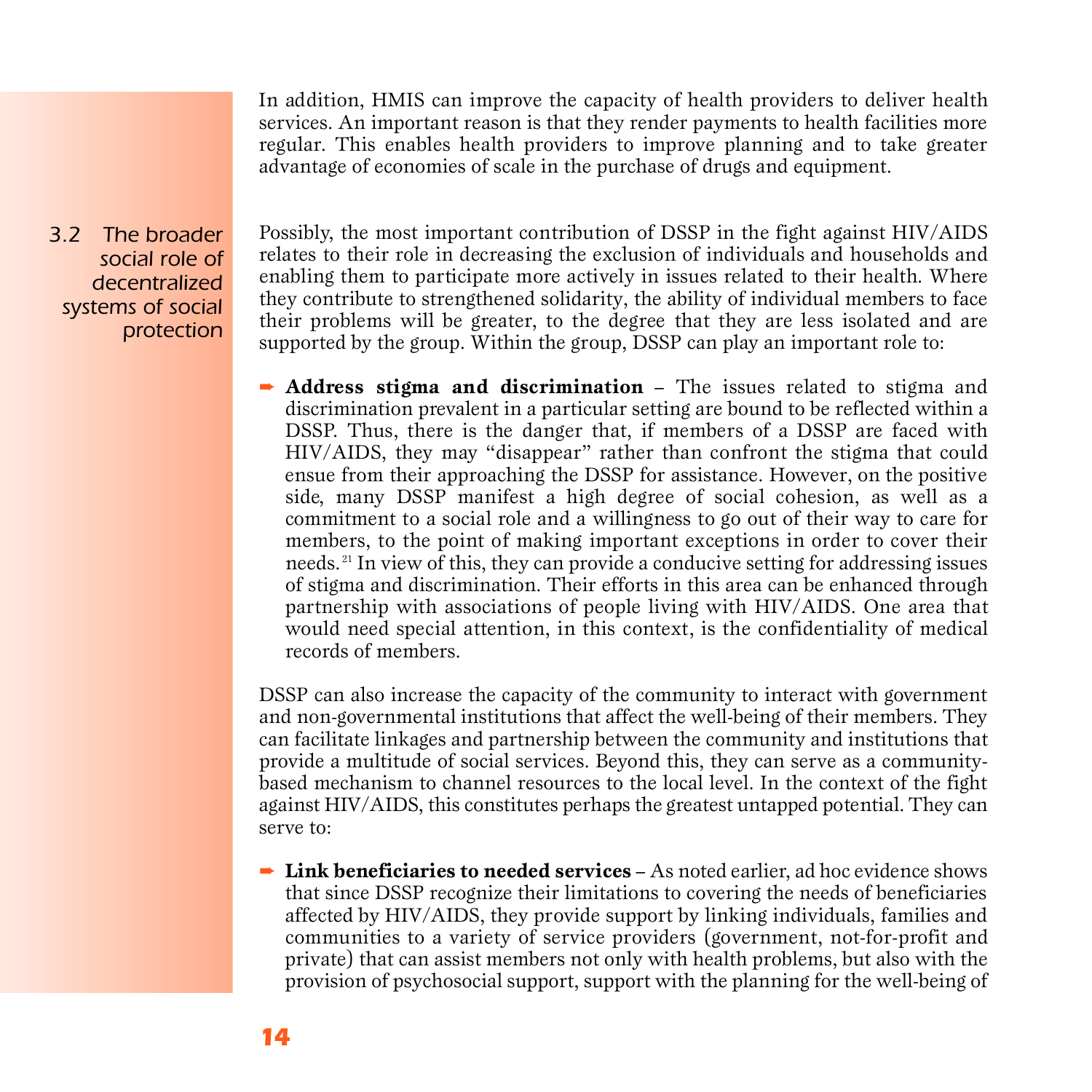In addition, HMIS can improve the capacity of health providers to deliver health services. An important reason is that they render payments to health facilities more regular. This enables health providers to improve planning and to take greater advantage of economies of scale in the purchase of drugs and equipment.

## 3.2 The broader social role of decentralized systems of social protection

Possibly, the most important contribution of DSSP in the fight against HIV/AIDS relates to their role in decreasing the exclusion of individuals and households and enabling them to participate more actively in issues related to their health. Where they contribute to strengthened solidarity, the ability of individual members to face their problems will be greater, to the degree that they are less isolated and are supported by the group. Within the group, DSSP can play an important role to:

- **Address stigma and discrimination** – The issues related to stigma and discrimination prevalent in a particular setting are bound to be reflected within a DSSP. Thus, there is the danger that, if members of a DSSP are faced with HIV/AIDS, they may "disappear" rather than confront the stigma that could ensue from their approaching the DSSP for assistance. However, on the positive side, many DSSP manifest a high degree of social cohesion, as well as a commitment to a social role and a willingness to go out of their way to care for members, to the point of making important exceptions in order to cover their needs.[21] In view of this, they can provide a conducive setting for addressing issues of stigma and discrimination. Their efforts in this area can be enhanced through partnership with associations of people living with HIV/AIDS. One area that would need special attention, in this context, is the confidentiality of medical records of members.

DSSP can also increase the capacity of the community to interact with government and non-governmental institutions that affect the well-being of their members. They can facilitate linkages and partnership between the community and institutions that provide a multitude of social services. Beyond this, they can serve as a community-based mechanism to channel resources to the local level. In the context of the fight against HIV/AIDS, this constitutes perhaps the greatest untapped potential. They can serve to:

- **Link beneficiaries to needed services** – As noted earlier, ad hoc evidence shows that since DSSP recognize their limitations to covering the needs of beneficiaries affected by HIV/AIDS, they provide support by linking individuals, families and communities to a variety of service providers (government, not-for-profit and private) that can assist members not only with health problems, but also with the provision of psychosocial support, support with the planning for the well-being of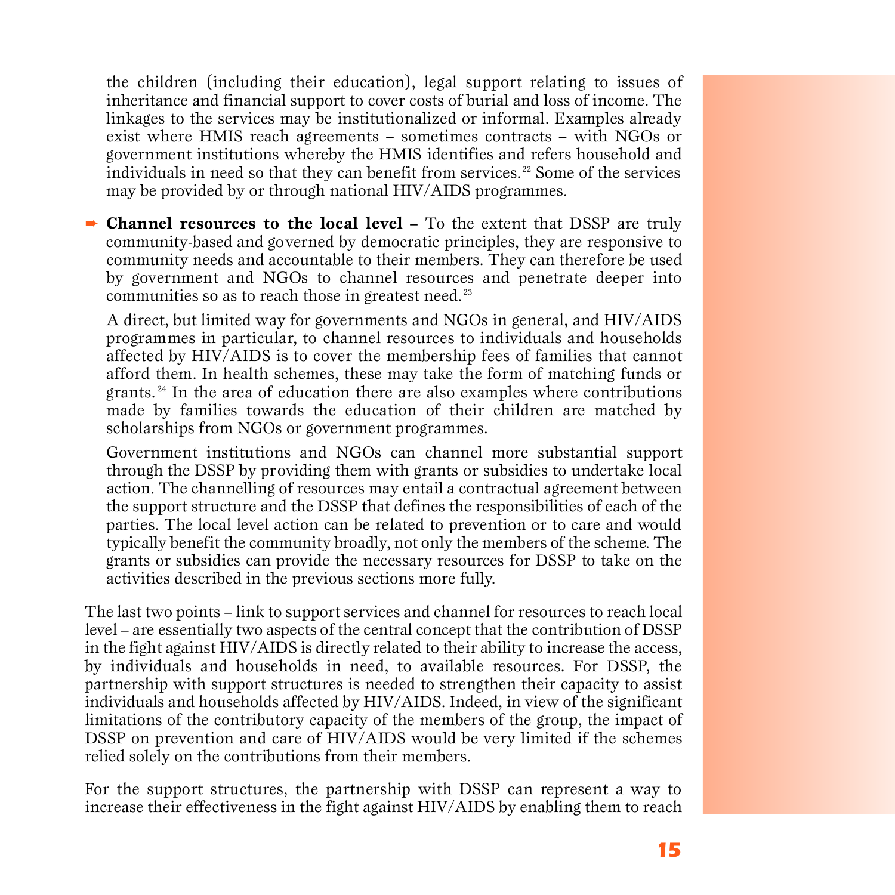the children (including their education), legal support relating to issues of inheritance and financial support to cover costs of burial and loss of income. The linkages to the services may be institutionalized or informal. Examples already exist where HMIS reach agreements – sometimes contracts – with NGOs or government institutions whereby the HMIS identifies and refers household and individuals in need so that they can benefit from services.[22] Some of the services may be provided by or through national HIV/AIDS programmes.

➡ **Channel resources to the local level** – To the extent that DSSP are truly community-based and governed by democratic principles, they are responsive to community needs and accountable to their members. They can therefore be used by government and NGOs to channel resources and penetrate deeper into communities so as to reach those in greatest need.[23]

  A direct, but limited way for governments and NGOs in general, and HIV/AIDS programmes in particular, to channel resources to individuals and households affected by HIV/AIDS is to cover the membership fees of families that cannot afford them. In health schemes, these may take the form of matching funds or grants.[24] In the area of education there are also examples where contributions made by families towards the education of their children are matched by scholarships from NGOs or government programmes.

  Government institutions and NGOs can channel more substantial support through the DSSP by providing them with grants or subsidies to undertake local action. The channelling of resources may entail a contractual agreement between the support structure and the DSSP that defines the responsibilities of each of the parties. The local level action can be related to prevention or to care and would typically benefit the community broadly, not only the members of the scheme. The grants or subsidies can provide the necessary resources for DSSP to take on the activities described in the previous sections more fully.

The last two points – link to support services and channel for resources to reach local level – are essentially two aspects of the central concept that the contribution of DSSP in the fight against HIV/AIDS is directly related to their ability to increase the access, by individuals and households in need, to available resources. For DSSP, the partnership with support structures is needed to strengthen their capacity to assist individuals and households affected by HIV/AIDS. Indeed, in view of the significant limitations of the contributory capacity of the members of the group, the impact of DSSP on prevention and care of HIV/AIDS would be very limited if the schemes relied solely on the contributions from their members.

For the support structures, the partnership with DSSP can represent a way to increase their effectiveness in the fight against HIV/AIDS by enabling them to reach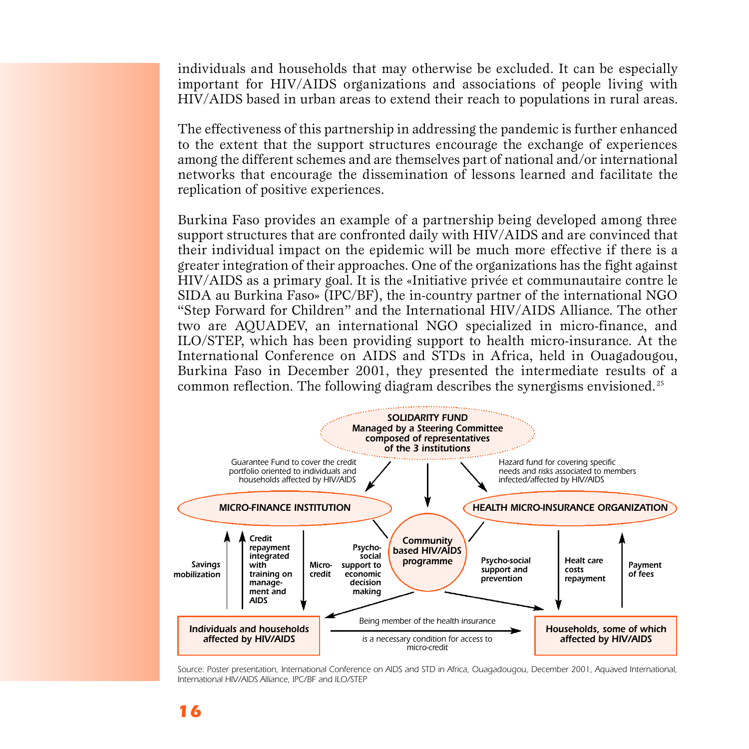individuals and households that may otherwise be excluded. It can be especially important for HIV/AIDS organizations and associations of people living with HIV/AIDS based in urban areas to extend their reach to populations in rural areas.

The effectiveness of this partnership in addressing the pandemic is further enhanced to the extent that the support structures encourage the exchange of experiences among the different schemes and are themselves part of national and/or international networks that encourage the dissemination of lessons learned and facilitate the replication of positive experiences.

Burkina Faso provides an example of a partnership being developed among three support structures that are confronted daily with HIV/AIDS and are convinced that their individual impact on the epidemic will be much more effective if there is a greater integration of their approaches. One of the organizations has the fight against HIV/AIDS as a primary goal. It is the «Initiative privée et communautaire contre le SIDA au Burkina Faso» (IPC/BF), the in-country partner of the international NGO "Step Forward for Children" and the International HIV/AIDS Alliance. The other two are AQUADEV, an international NGO specialized in micro-finance, and ILO/STEP, which has been providing support to health micro-insurance. At the International Conference on AIDS and STDs in Africa, held in Ouagadougou, Burkina Faso in December 2001, they presented the intermediate results of a common reflection. The following diagram describes the synergisms envisioned.[25]

**SOLIDARITY FUND**
**Managed by a Steering Committee composed of representatives of the 3 institutions**

- → MICRO-FINANCE INSTITUTION: Guarantee Fund to cover the credit portfolio oriented to individuals and households affected by HIV/AIDS
- → HEALTH MICRO-INSURANCE ORGANIZATION: Hazard fund for covering specific needs and risks associated to members infected/affected by HIV/AIDS
- → Community based HIV/AIDS programme

**MICRO-FINANCE INSTITUTION**
- Individuals and households affected by HIV/AIDS → Micro-finance institution: Savings mobilization; Credit repayment integrated with training on management and AIDS
- Micro-finance institution → Individuals and households affected by HIV/AIDS: Micro-credit

**HEALTH MICRO-INSURANCE ORGANIZATION**
- Health micro-insurance organization → Households, some of which affected by HIV/AIDS: Healt care costs repayment
- Households, some of which affected by HIV/AIDS → Health micro-insurance organization: Payment of fees

**Community based HIV/AIDS programme**
- → Individuals and households affected by HIV/AIDS: Psycho-social support to economic decision making
- → Households, some of which affected by HIV/AIDS: Psycho-social support and prevention

**Individuals and households affected by HIV/AIDS** → **Households, some of which affected by HIV/AIDS**: Being member of the health insurance is a necessary condition for access to micro-credit

Source: Poster presentation, International Conference on AIDS and STD in Africa, Ouagadougou, December 2001, Aquaved International, International HIV/AIDS Alliance, IPC/BF and ILO/STEP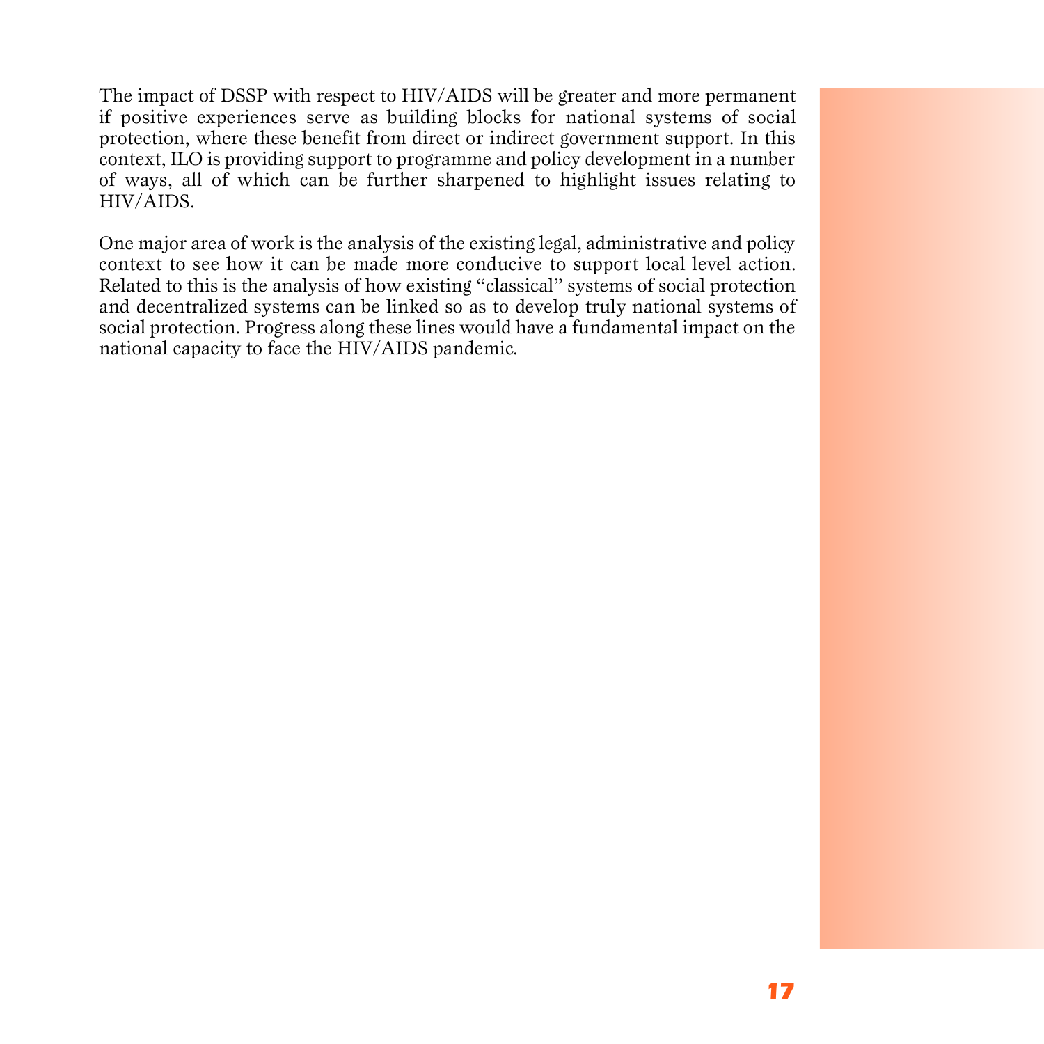The impact of DSSP with respect to HIV/AIDS will be greater and more permanent if positive experiences serve as building blocks for national systems of social protection, where these benefit from direct or indirect government support. In this context, ILO is providing support to programme and policy development in a number of ways, all of which can be further sharpened to highlight issues relating to HIV/AIDS.

One major area of work is the analysis of the existing legal, administrative and policy context to see how it can be made more conducive to support local level action. Related to this is the analysis of how existing "classical" systems of social protection and decentralized systems can be linked so as to develop truly national systems of social protection. Progress along these lines would have a fundamental impact on the national capacity to face the HIV/AIDS pandemic.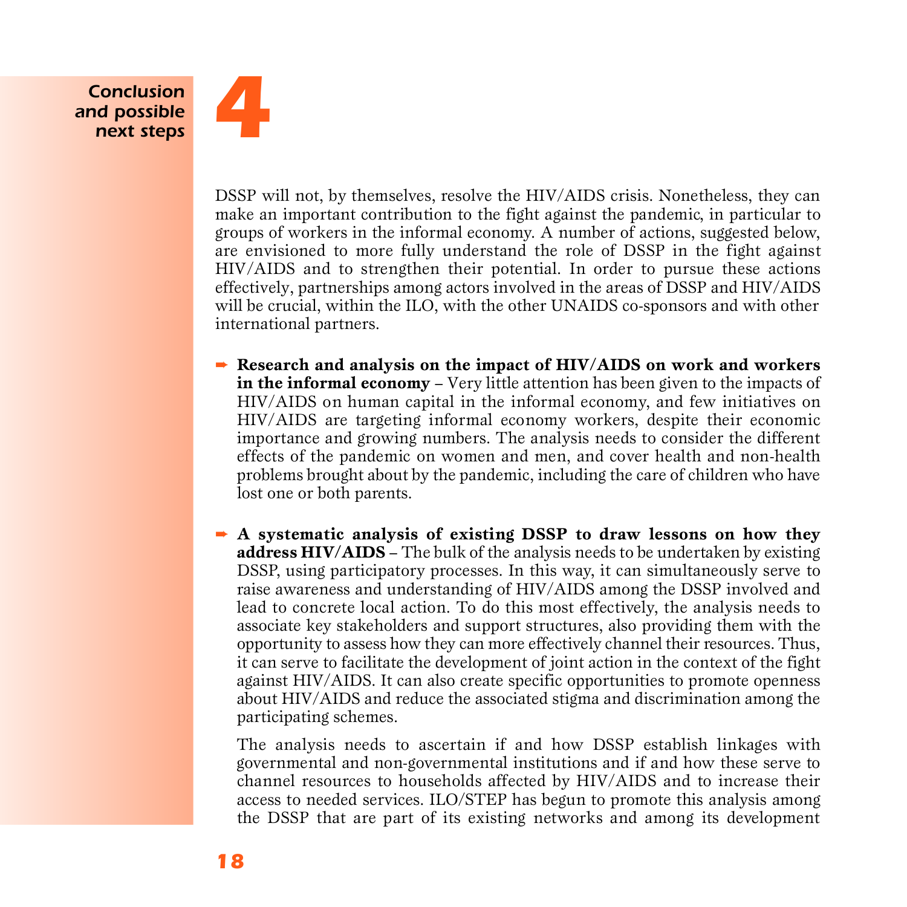# 4 Conclusion and possible next steps

DSSP will not, by themselves, resolve the HIV/AIDS crisis. Nonetheless, they can make an important contribution to the fight against the pandemic, in particular to groups of workers in the informal economy. A number of actions, suggested below, are envisioned to more fully understand the role of DSSP in the fight against HIV/AIDS and to strengthen their potential. In order to pursue these actions effectively, partnerships among actors involved in the areas of DSSP and HIV/AIDS will be crucial, within the ILO, with the other UNAIDS co-sponsors and with other international partners.

- **Research and analysis on the impact of HIV/AIDS on work and workers in the informal economy** – Very little attention has been given to the impacts of HIV/AIDS on human capital in the informal economy, and few initiatives on HIV/AIDS are targeting informal economy workers, despite their economic importance and growing numbers. The analysis needs to consider the different effects of the pandemic on women and men, and cover health and non-health problems brought about by the pandemic, including the care of children who have lost one or both parents.

- **A systematic analysis of existing DSSP to draw lessons on how they address HIV/AIDS** – The bulk of the analysis needs to be undertaken by existing DSSP, using participatory processes. In this way, it can simultaneously serve to raise awareness and understanding of HIV/AIDS among the DSSP involved and lead to concrete local action. To do this most effectively, the analysis needs to associate key stakeholders and support structures, also providing them with the opportunity to assess how they can more effectively channel their resources. Thus, it can serve to facilitate the development of joint action in the context of the fight against HIV/AIDS. It can also create specific opportunities to promote openness about HIV/AIDS and reduce the associated stigma and discrimination among the participating schemes.

  The analysis needs to ascertain if and how DSSP establish linkages with governmental and non-governmental institutions and if and how these serve to channel resources to households affected by HIV/AIDS and to increase their access to needed services. ILO/STEP has begun to promote this analysis among the DSSP that are part of its existing networks and among its development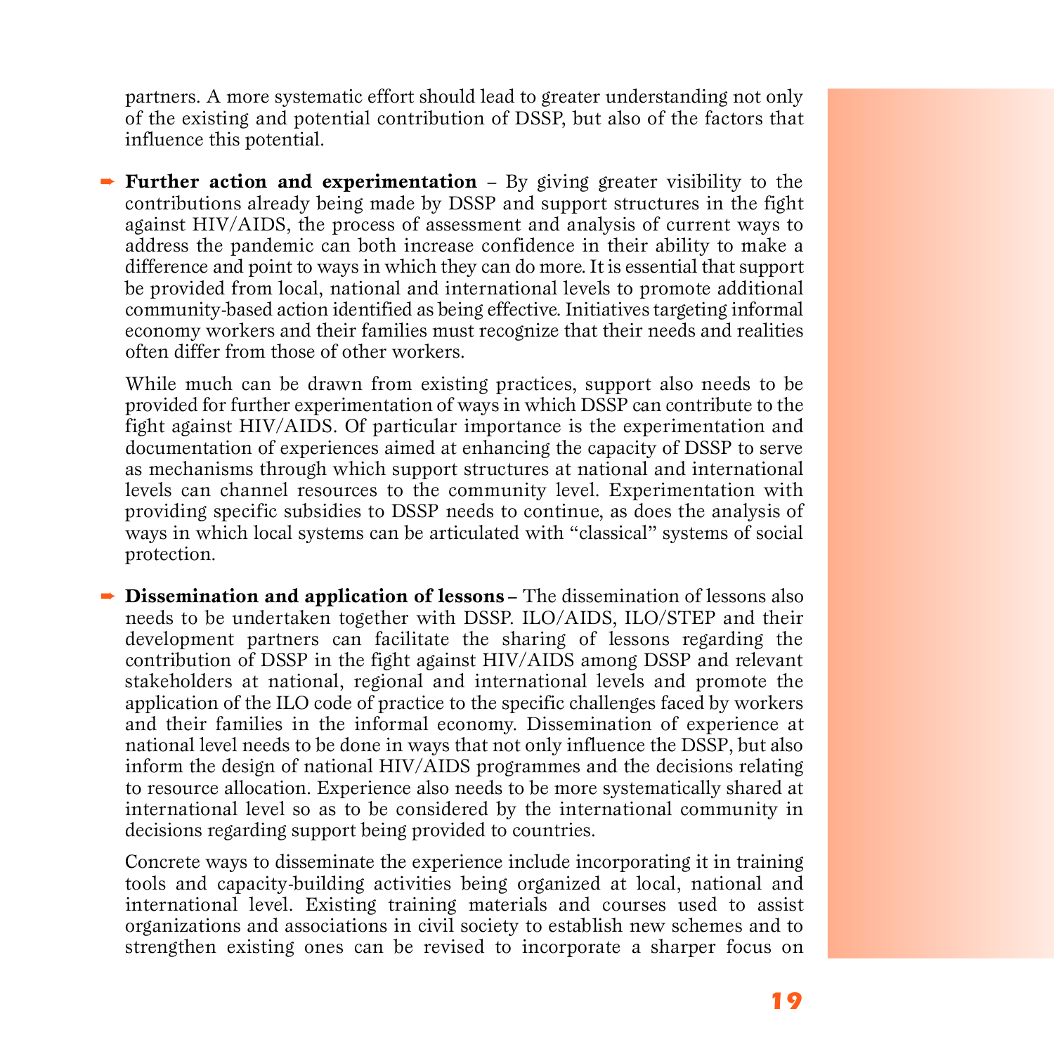partners. A more systematic effort should lead to greater understanding not only of the existing and potential contribution of DSSP, but also of the factors that influence this potential.

- **Further action and experimentation** – By giving greater visibility to the contributions already being made by DSSP and support structures in the fight against HIV/AIDS, the process of assessment and analysis of current ways to address the pandemic can both increase confidence in their ability to make a difference and point to ways in which they can do more. It is essential that support be provided from local, national and international levels to promote additional community-based action identified as being effective. Initiatives targeting informal economy workers and their families must recognize that their needs and realities often differ from those of other workers.

  While much can be drawn from existing practices, support also needs to be provided for further experimentation of ways in which DSSP can contribute to the fight against HIV/AIDS. Of particular importance is the experimentation and documentation of experiences aimed at enhancing the capacity of DSSP to serve as mechanisms through which support structures at national and international levels can channel resources to the community level. Experimentation with providing specific subsidies to DSSP needs to continue, as does the analysis of ways in which local systems can be articulated with "classical" systems of social protection.

- **Dissemination and application of lessons** – The dissemination of lessons also needs to be undertaken together with DSSP. ILO/AIDS, ILO/STEP and their development partners can facilitate the sharing of lessons regarding the contribution of DSSP in the fight against HIV/AIDS among DSSP and relevant stakeholders at national, regional and international levels and promote the application of the ILO code of practice to the specific challenges faced by workers and their families in the informal economy. Dissemination of experience at national level needs to be done in ways that not only influence the DSSP, but also inform the design of national HIV/AIDS programmes and the decisions relating to resource allocation. Experience also needs to be more systematically shared at international level so as to be considered by the international community in decisions regarding support being provided to countries.

  Concrete ways to disseminate the experience include incorporating it in training tools and capacity-building activities being organized at local, national and international level. Existing training materials and courses used to assist organizations and associations in civil society to establish new schemes and to strengthen existing ones can be revised to incorporate a sharper focus on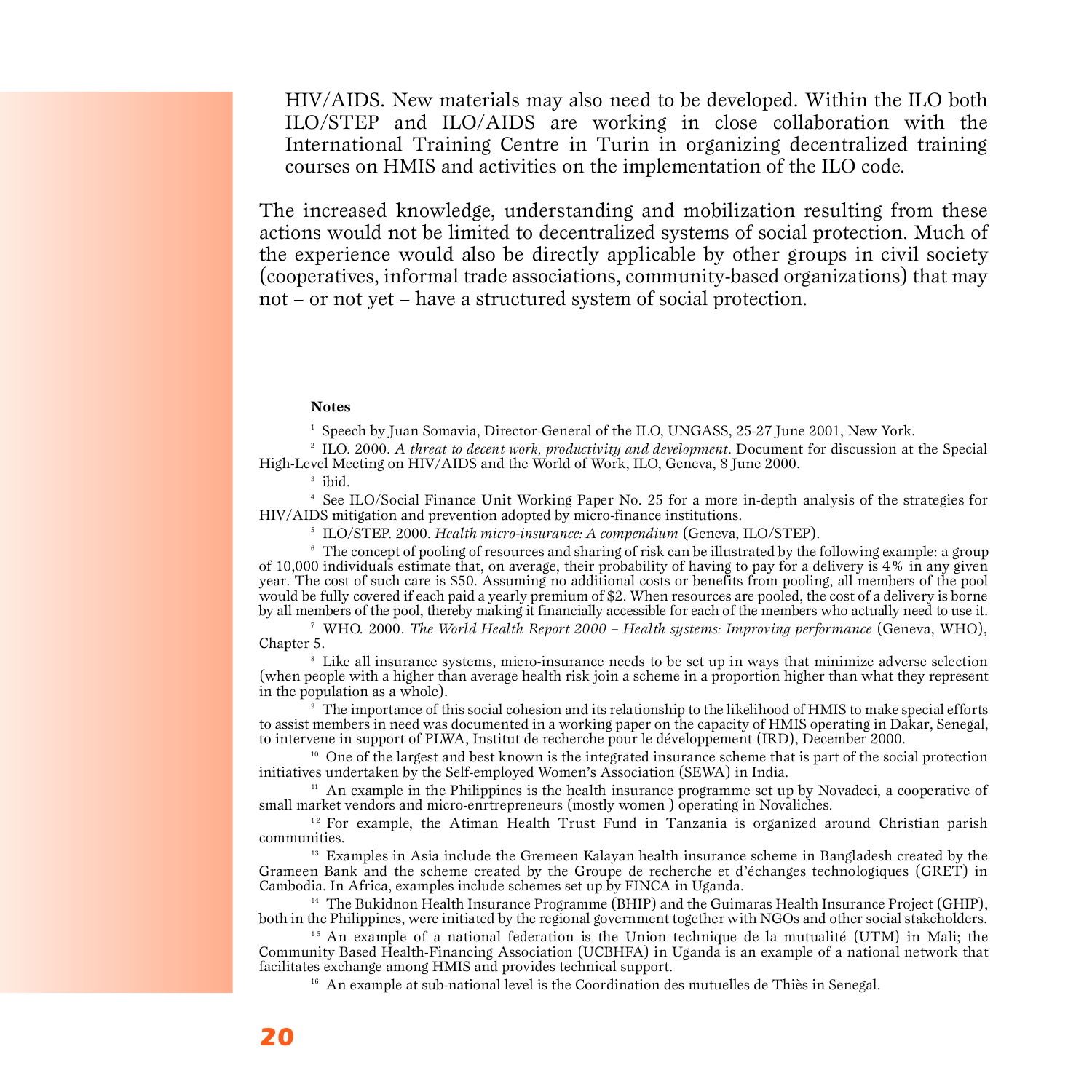HIV/AIDS. New materials may also need to be developed. Within the ILO both ILO/STEP and ILO/AIDS are working in close collaboration with the International Training Centre in Turin in organizing decentralized training courses on HMIS and activities on the implementation of the ILO code.

The increased knowledge, understanding and mobilization resulting from these actions would not be limited to decentralized systems of social protection. Much of the experience would also be directly applicable by other groups in civil society (cooperatives, informal trade associations, community-based organizations) that may not – or not yet – have a structured system of social protection.

**Notes**

[1] Speech by Juan Somavia, Director-General of the ILO, UNGASS, 25-27 June 2001, New York.

[2] ILO. 2000. *A threat to decent work, productivity and development*. Document for discussion at the Special High-Level Meeting on HIV/AIDS and the World of Work, ILO, Geneva, 8 June 2000.

[3] ibid.

[4] See ILO/Social Finance Unit Working Paper No. 25 for a more in-depth analysis of the strategies for HIV/AIDS mitigation and prevention adopted by micro-finance institutions.

[5] ILO/STEP. 2000. *Health micro-insurance: A compendium* (Geneva, ILO/STEP).

[6] The concept of pooling of resources and sharing of risk can be illustrated by the following example: a group of 10,000 individuals estimate that, on average, their probability of having to pay for a delivery is 4% in any given year. The cost of such care is $50. Assuming no additional costs or benefits from pooling, all members of the pool would be fully covered if each paid a yearly premium of $2. When resources are pooled, the cost of a delivery is borne by all members of the pool, thereby making it financially accessible for each of the members who actually need to use it.

[7] WHO. 2000. *The World Health Report 2000 – Health systems: Improving performance* (Geneva, WHO), Chapter 5.

[8] Like all insurance systems, micro-insurance needs to be set up in ways that minimize adverse selection (when people with a higher than average health risk join a scheme in a proportion higher than what they represent in the population as a whole).

[9] The importance of this social cohesion and its relationship to the likelihood of HMIS to make special efforts to assist members in need was documented in a working paper on the capacity of HMIS operating in Dakar, Senegal, to intervene in support of PLWA, Institut de recherche pour le développement (IRD), December 2000.

[10] One of the largest and best known is the integrated insurance scheme that is part of the social protection initiatives undertaken by the Self-employed Women's Association (SEWA) in India.

[11] An example in the Philippines is the health insurance programme set up by Novadeci, a cooperative of small market vendors and micro-enrtrepreneurs (mostly women ) operating in Novaliches.

[12] For example, the Atiman Health Trust Fund in Tanzania is organized around Christian parish communities.

[13] Examples in Asia include the Gremeen Kalayan health insurance scheme in Bangladesh created by the Grameen Bank and the scheme created by the Groupe de recherche et d'échanges technologiques (GRET) in Cambodia. In Africa, examples include schemes set up by FINCA in Uganda.

[14] The Bukidnon Health Insurance Programme (BHIP) and the Guimaras Health Insurance Project (GHIP), both in the Philippines, were initiated by the regional government together with NGOs and other social stakeholders.

[15] An example of a national federation is the Union technique de la mutualité (UTM) in Mali; the Community Based Health-Financing Association (UCBHFA) in Uganda is an example of a national network that facilitates exchange among HMIS and provides technical support.

[16] An example at sub-national level is the Coordination des mutuelles de Thiès in Senegal.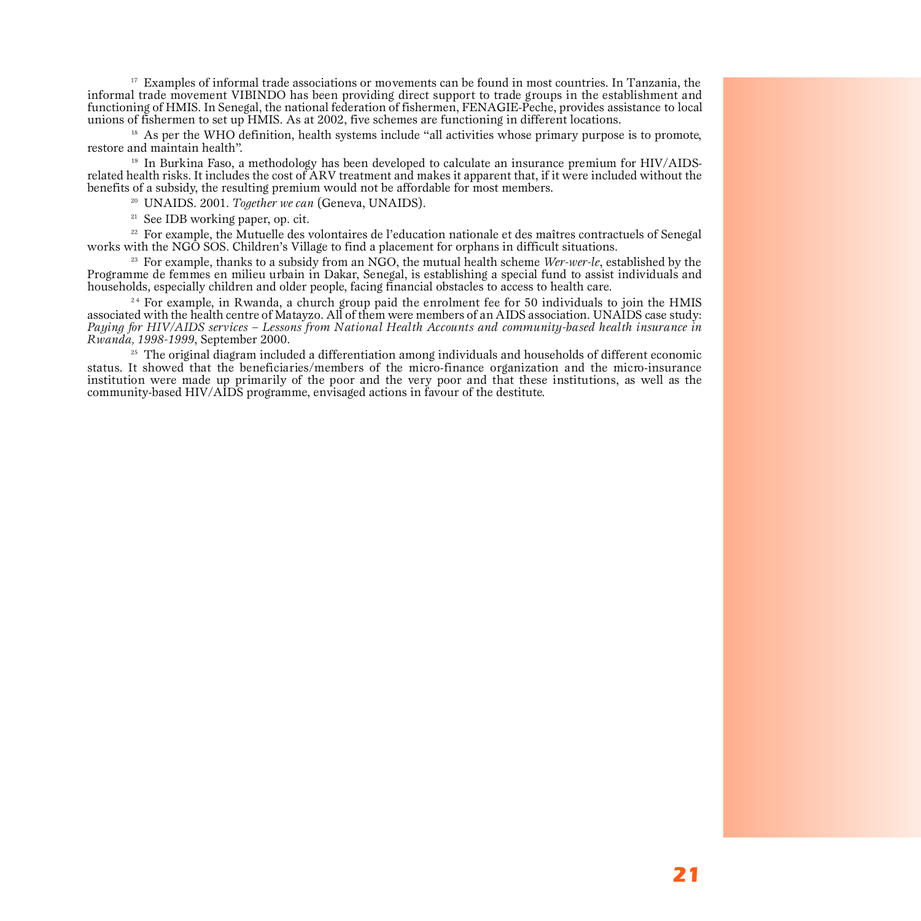[17] Examples of informal trade associations or movements can be found in most countries. In Tanzania, the informal trade movement VIBINDO has been providing direct support to trade groups in the establishment and functioning of HMIS. In Senegal, the national federation of fishermen, FENAGIE-Peche, provides assistance to local unions of fishermen to set up HMIS. As at 2002, five schemes are functioning in different locations.

[18] As per the WHO definition, health systems include "all activities whose primary purpose is to promote, restore and maintain health".

[19] In Burkina Faso, a methodology has been developed to calculate an insurance premium for HIV/AIDS-related health risks. It includes the cost of ARV treatment and makes it apparent that, if it were included without the benefits of a subsidy, the resulting premium would not be affordable for most members.

[20] UNAIDS. 2001. *Together we can* (Geneva, UNAIDS).

[21] See IDB working paper, op. cit.

[22] For example, the Mutuelle des volontaires de l'education nationale et des maîtres contractuels of Senegal works with the NGO SOS. Children's Village to find a placement for orphans in difficult situations.

[23] For example, thanks to a subsidy from an NGO, the mutual health scheme *Wer-wer-le*, established by the Programme de femmes en milieu urbain in Dakar, Senegal, is establishing a special fund to assist individuals and households, especially children and older people, facing financial obstacles to access to health care.

[24] For example, in Rwanda, a church group paid the enrolment fee for 50 individuals to join the HMIS associated with the health centre of Matayzo. All of them were members of an AIDS association. UNAIDS case study: *Paying for HIV/AIDS services – Lessons from National Health Accounts and community-based health insurance in Rwanda, 1998-1999*, September 2000.

[25] The original diagram included a differentiation among individuals and households of different economic status. It showed that the beneficiaries/members of the micro-finance organization and the micro-insurance institution were made up primarily of the poor and the very poor and that these institutions, as well as the community-based HIV/AIDS programme, envisaged actions in favour of the destitute.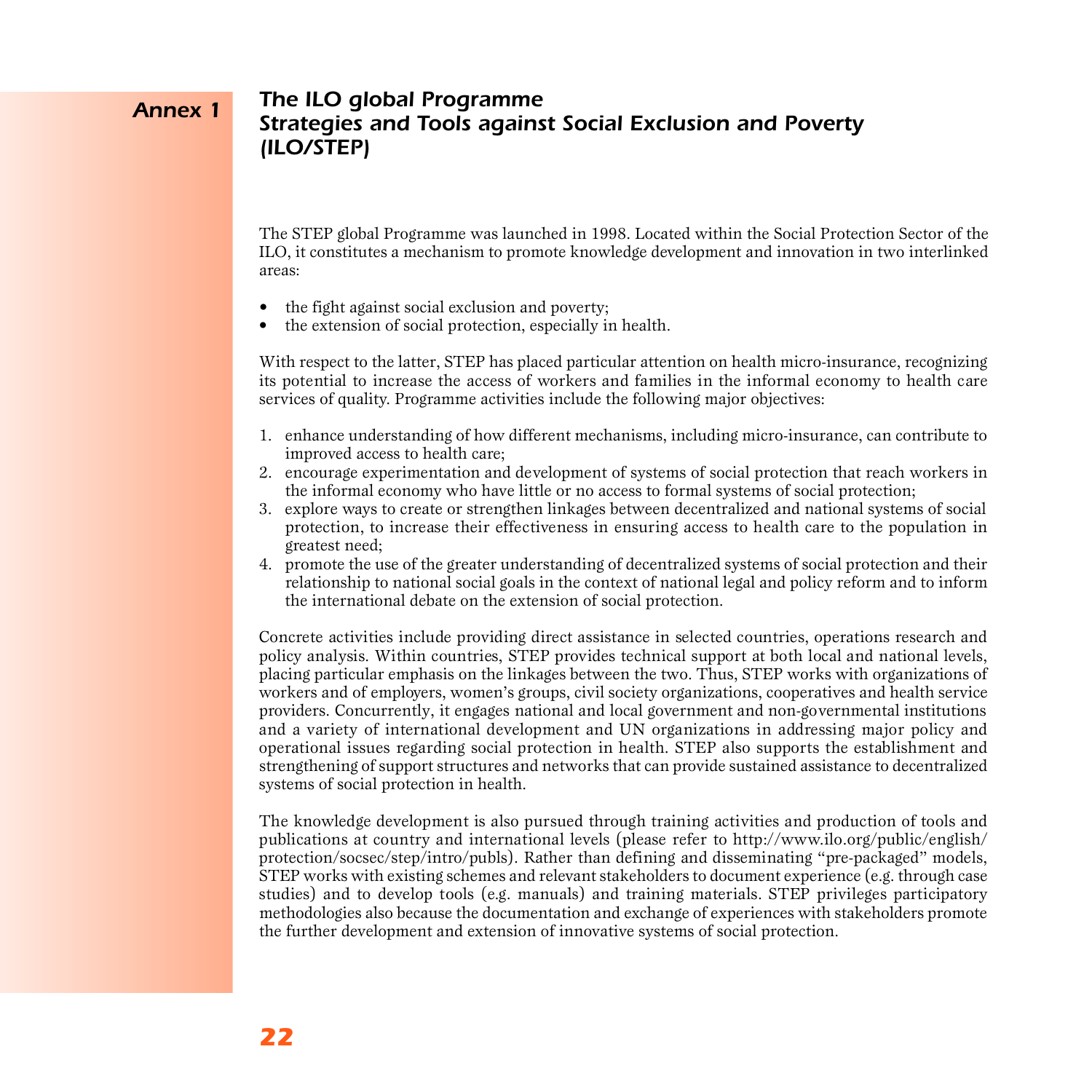# Annex 1

## The ILO global Programme Strategies and Tools against Social Exclusion and Poverty (ILO/STEP)

The STEP global Programme was launched in 1998. Located within the Social Protection Sector of the ILO, it constitutes a mechanism to promote knowledge development and innovation in two interlinked areas:

- the fight against social exclusion and poverty;
- the extension of social protection, especially in health.

With respect to the latter, STEP has placed particular attention on health micro-insurance, recognizing its potential to increase the access of workers and families in the informal economy to health care services of quality. Programme activities include the following major objectives:

1. enhance understanding of how different mechanisms, including micro-insurance, can contribute to improved access to health care;
2. encourage experimentation and development of systems of social protection that reach workers in the informal economy who have little or no access to formal systems of social protection;
3. explore ways to create or strengthen linkages between decentralized and national systems of social protection, to increase their effectiveness in ensuring access to health care to the population in greatest need;
4. promote the use of the greater understanding of decentralized systems of social protection and their relationship to national social goals in the context of national legal and policy reform and to inform the international debate on the extension of social protection.

Concrete activities include providing direct assistance in selected countries, operations research and policy analysis. Within countries, STEP provides technical support at both local and national levels, placing particular emphasis on the linkages between the two. Thus, STEP works with organizations of workers and of employers, women's groups, civil society organizations, cooperatives and health service providers. Concurrently, it engages national and local government and non-governmental institutions and a variety of international development and UN organizations in addressing major policy and operational issues regarding social protection in health. STEP also supports the establishment and strengthening of support structures and networks that can provide sustained assistance to decentralized systems of social protection in health.

The knowledge development is also pursued through training activities and production of tools and publications at country and international levels (please refer to http://www.ilo.org/public/english/protection/socsec/step/intro/publs). Rather than defining and disseminating "pre-packaged" models, STEP works with existing schemes and relevant stakeholders to document experience (e.g. through case studies) and to develop tools (e.g. manuals) and training materials. STEP privileges participatory methodologies also because the documentation and exchange of experiences with stakeholders promote the further development and extension of innovative systems of social protection.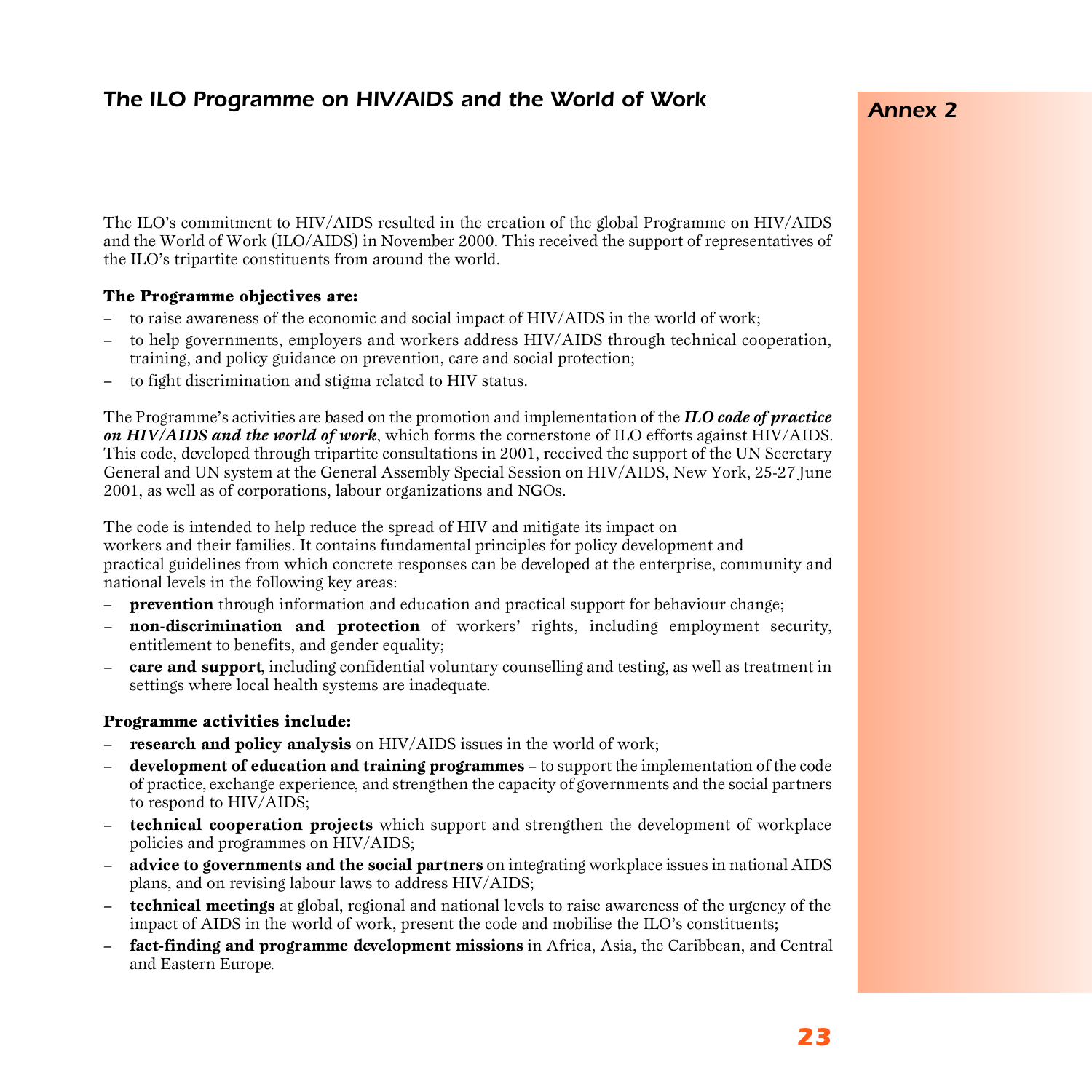# The ILO Programme on HIV/AIDS and the World of Work

## Annex 2

The ILO's commitment to HIV/AIDS resulted in the creation of the global Programme on HIV/AIDS and the World of Work (ILO/AIDS) in November 2000. This received the support of representatives of the ILO's tripartite constituents from around the world.

**The Programme objectives are:**

- to raise awareness of the economic and social impact of HIV/AIDS in the world of work;
- to help governments, employers and workers address HIV/AIDS through technical cooperation, training, and policy guidance on prevention, care and social protection;
- to fight discrimination and stigma related to HIV status.

The Programme's activities are based on the promotion and implementation of the ***ILO code of practice on HIV/AIDS and the world of work***, which forms the cornerstone of ILO efforts against HIV/AIDS. This code, developed through tripartite consultations in 2001, received the support of the UN Secretary General and UN system at the General Assembly Special Session on HIV/AIDS, New York, 25-27 June 2001, as well as of corporations, labour organizations and NGOs.

The code is intended to help reduce the spread of HIV and mitigate its impact on workers and their families. It contains fundamental principles for policy development and practical guidelines from which concrete responses can be developed at the enterprise, community and national levels in the following key areas:

- **prevention** through information and education and practical support for behaviour change;
- **non-discrimination and protection** of workers' rights, including employment security, entitlement to benefits, and gender equality;
- **care and support**, including confidential voluntary counselling and testing, as well as treatment in settings where local health systems are inadequate.

**Programme activities include:**

- **research and policy analysis** on HIV/AIDS issues in the world of work;
- **development of education and training programmes** – to support the implementation of the code of practice, exchange experience, and strengthen the capacity of governments and the social partners to respond to HIV/AIDS;
- **technical cooperation projects** which support and strengthen the development of workplace policies and programmes on HIV/AIDS;
- **advice to governments and the social partners** on integrating workplace issues in national AIDS plans, and on revising labour laws to address HIV/AIDS;
- **technical meetings** at global, regional and national levels to raise awareness of the urgency of the impact of AIDS in the world of work, present the code and mobilise the ILO's constituents;
- **fact-finding and programme development missions** in Africa, Asia, the Caribbean, and Central and Eastern Europe.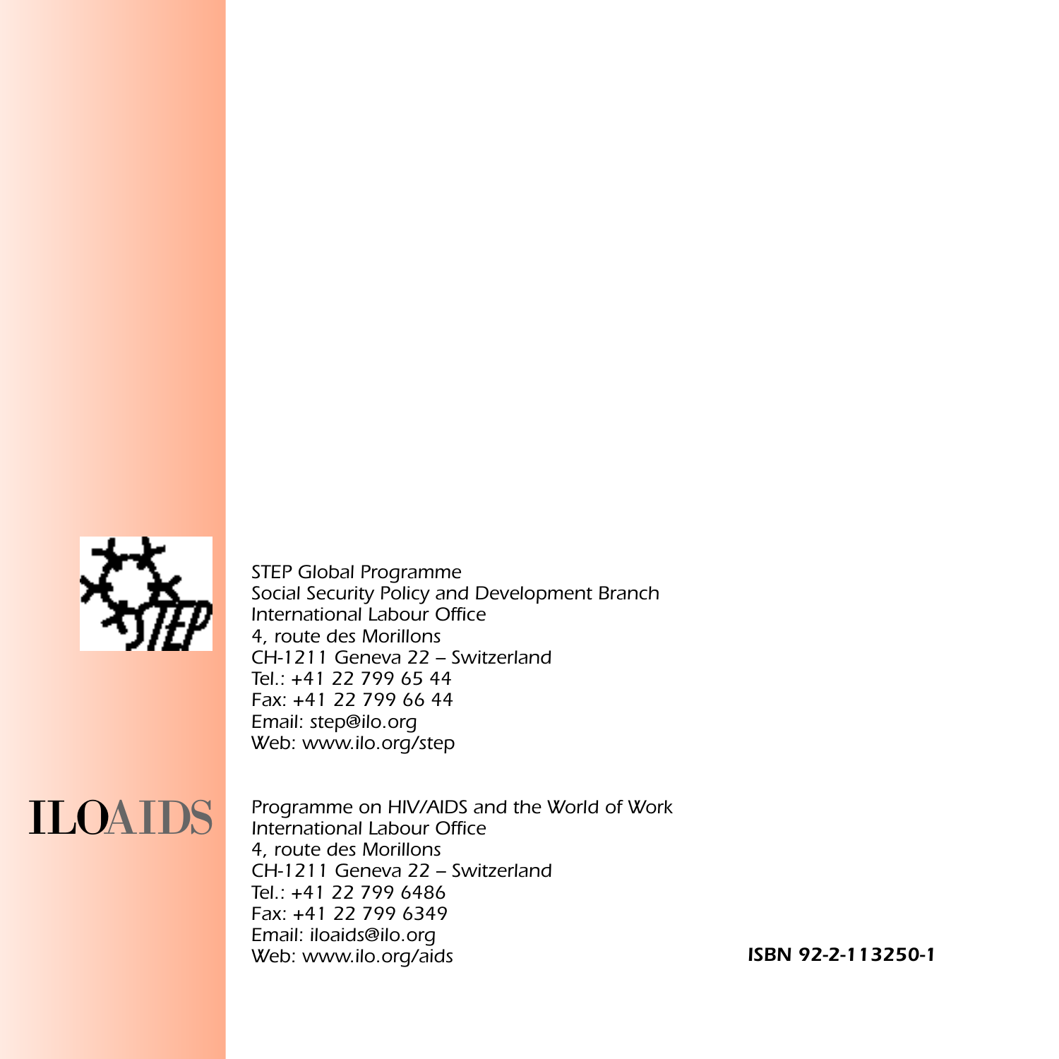STEP

*STEP Global Programme*
*Social Security Policy and Development Branch*
*International Labour Office*
*4, route des Morillons*
*CH-1211 Geneva 22 – Switzerland*
*Tel.: +41 22 799 65 44*
*Fax: +41 22 799 66 44*
*Email: step@ilo.org*
*Web: www.ilo.org/step*

ILOAIDS

*Programme on HIV/AIDS and the World of Work*
*International Labour Office*
*4, route des Morillons*
*CH-1211 Geneva 22 – Switzerland*
*Tel.: +41 22 799 6486*
*Fax: +41 22 799 6349*
*Email: iloaids@ilo.org*
*Web: www.ilo.org/aids*

***ISBN 92-2-113250-1***